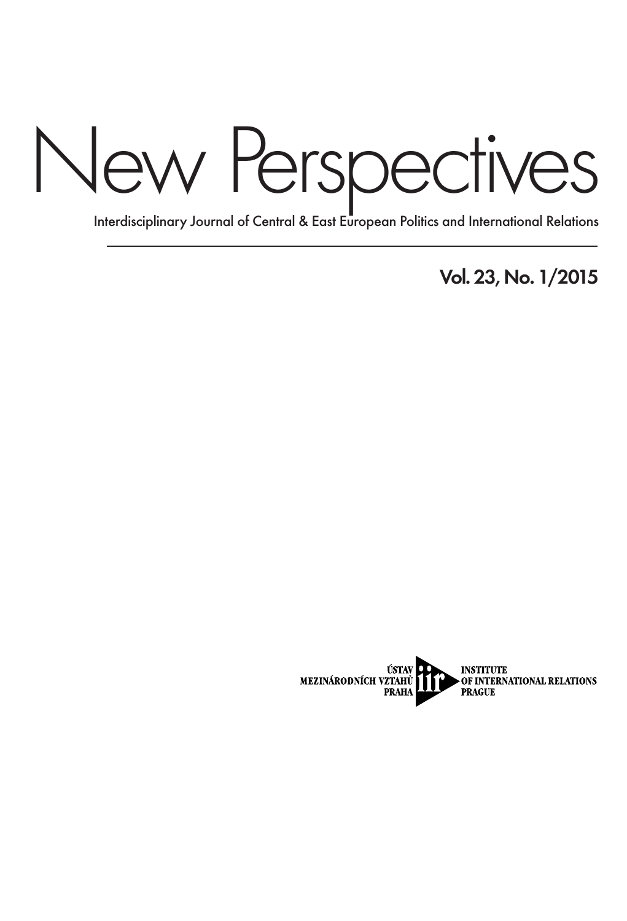# New Perspectives

Interdisciplinary Journal of Central & East European Politics and International Relations

Vol. 23, No. 1/2015

ÚSTAV MEZINÁRODNÍCH VZTAHŮ PRAHA

iir

INSTITUTE OF INTERNATIONAL RELATIONS PRAGUE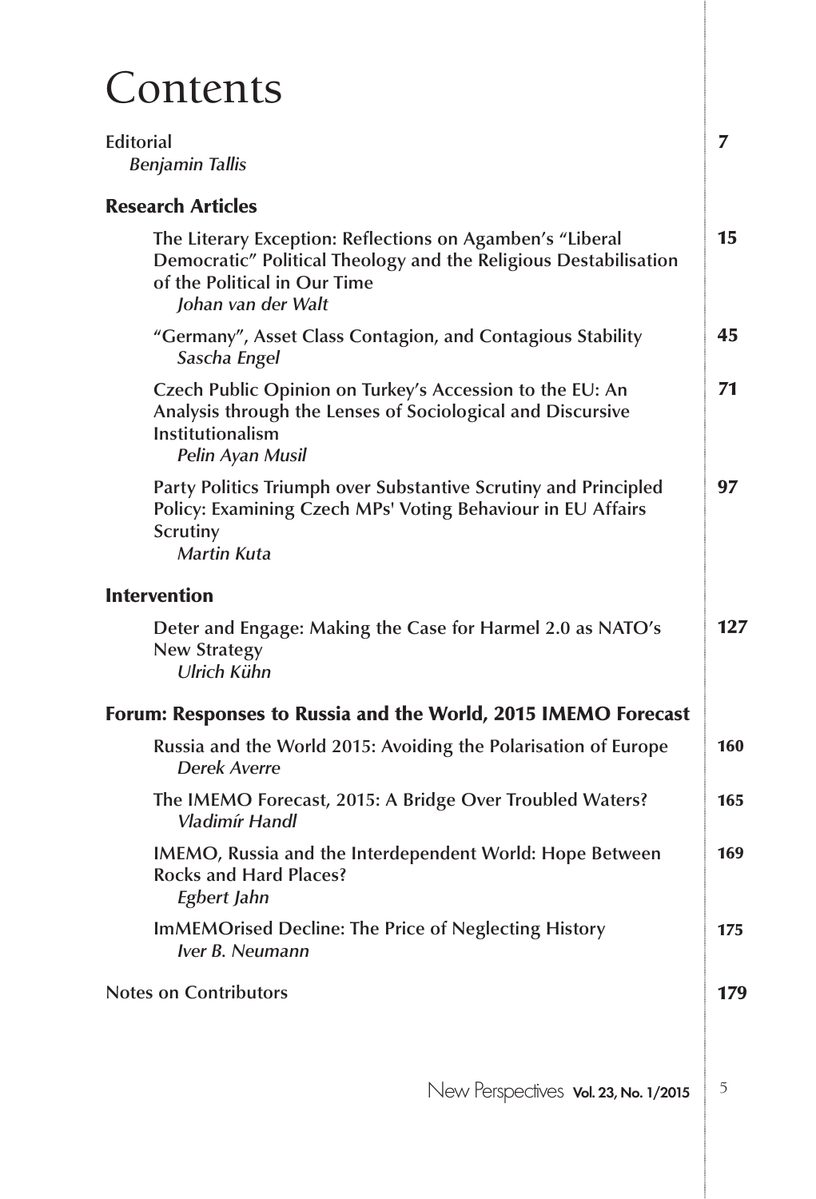# Contents

| | |
|---|---|
| Editorial<br>*Benjamin Tallis* | 7 |
| **Research Articles** | |
| The Literary Exception: Reflections on Agamben's "Liberal Democratic" Political Theology and the Religious Destabilisation of the Political in Our Time<br>*Johan van der Walt* | 15 |
| "Germany", Asset Class Contagion, and Contagious Stability<br>*Sascha Engel* | 45 |
| Czech Public Opinion on Turkey's Accession to the EU: An Analysis through the Lenses of Sociological and Discursive Institutionalism<br>*Pelin Ayan Musil* | 71 |
| Party Politics Triumph over Substantive Scrutiny and Principled Policy: Examining Czech MPs' Voting Behaviour in EU Affairs Scrutiny<br>*Martin Kuta* | 97 |
| **Intervention** | |
| Deter and Engage: Making the Case for Harmel 2.0 as NATO's New Strategy<br>*Ulrich Kühn* | 127 |
| **Forum: Responses to Russia and the World, 2015 IMEMO Forecast** | |
| Russia and the World 2015: Avoiding the Polarisation of Europe<br>*Derek Averre* | 160 |
| The IMEMO Forecast, 2015: A Bridge Over Troubled Waters?<br>*Vladimír Handl* | 165 |
| IMEMO, Russia and the Interdependent World: Hope Between Rocks and Hard Places?<br>*Egbert Jahn* | 169 |
| ImMEMOrised Decline: The Price of Neglecting History<br>*Iver B. Neumann* | 175 |
| Notes on Contributors | 179 |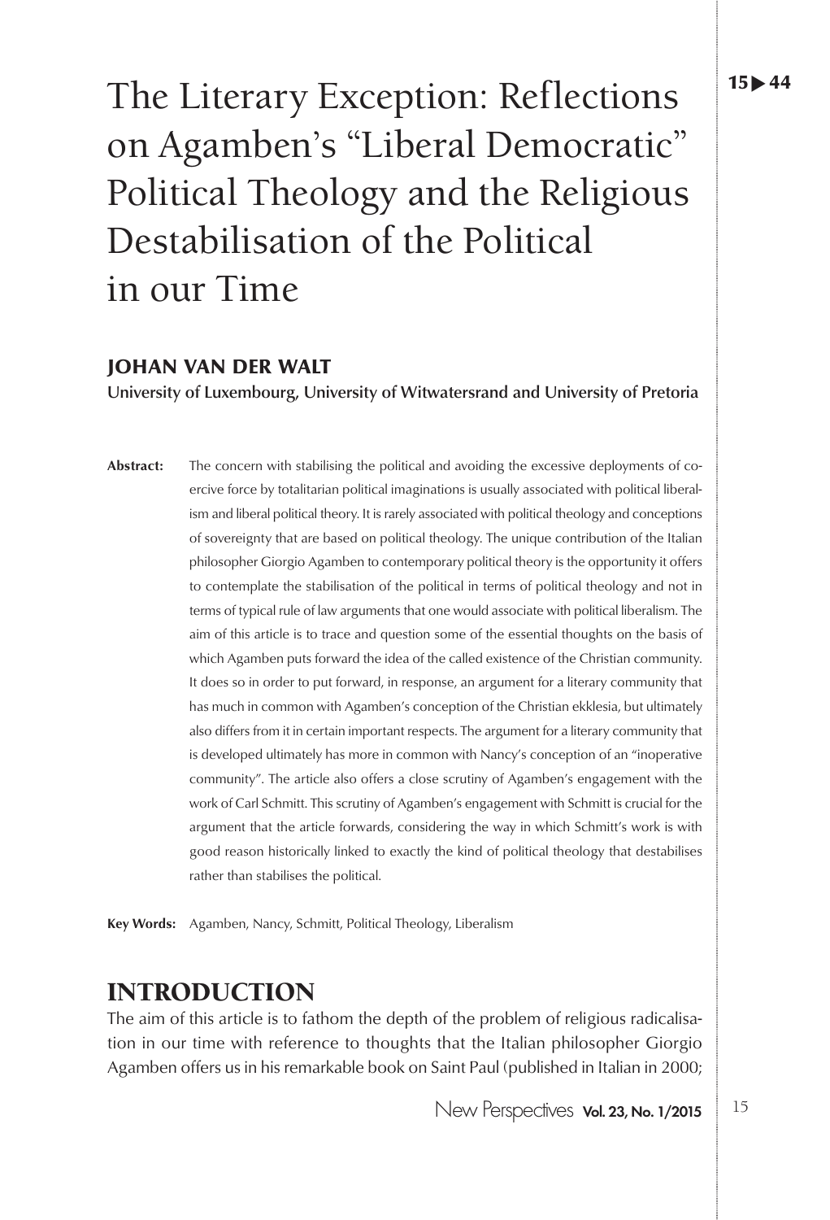# The Literary Exception: Reflections on Agamben's "Liberal Democratic" Political Theology and the Religious Destabilisation of the Political in our Time

**JOHAN VAN DER WALT**

**University of Luxembourg, University of Witwatersrand and University of Pretoria**

**Abstract:** The concern with stabilising the political and avoiding the excessive deployments of coercive force by totalitarian political imaginations is usually associated with political liberalism and liberal political theory. It is rarely associated with political theology and conceptions of sovereignty that are based on political theology. The unique contribution of the Italian philosopher Giorgio Agamben to contemporary political theory is the opportunity it offers to contemplate the stabilisation of the political in terms of political theology and not in terms of typical rule of law arguments that one would associate with political liberalism. The aim of this article is to trace and question some of the essential thoughts on the basis of which Agamben puts forward the idea of the called existence of the Christian community. It does so in order to put forward, in response, an argument for a literary community that has much in common with Agamben's conception of the Christian ekklesia, but ultimately also differs from it in certain important respects. The argument for a literary community that is developed ultimately has more in common with Nancy's conception of an "inoperative community". The article also offers a close scrutiny of Agamben's engagement with the work of Carl Schmitt. This scrutiny of Agamben's engagement with Schmitt is crucial for the argument that the article forwards, considering the way in which Schmitt's work is with good reason historically linked to exactly the kind of political theology that destabilises rather than stabilises the political.

**Key Words:** Agamben, Nancy, Schmitt, Political Theology, Liberalism

## INTRODUCTION

The aim of this article is to fathom the depth of the problem of religious radicalisation in our time with reference to thoughts that the Italian philosopher Giorgio Agamben offers us in his remarkable book on Saint Paul (published in Italian in 2000;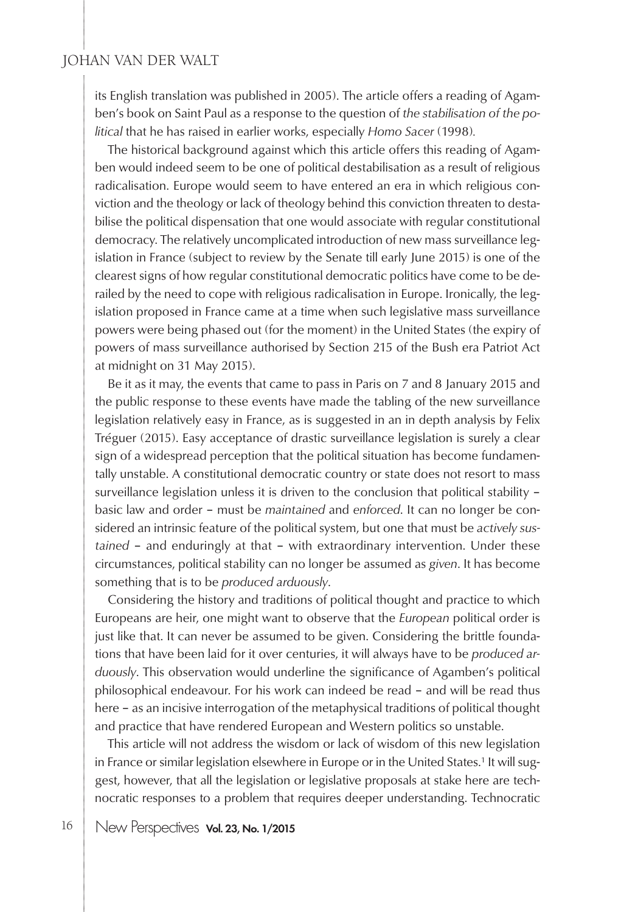its English translation was published in 2005). The article offers a reading of Agamben's book on Saint Paul as a response to the question of *the stabilisation of the political* that he has raised in earlier works, especially *Homo Sacer* (1998).

The historical background against which this article offers this reading of Agamben would indeed seem to be one of political destabilisation as a result of religious radicalisation. Europe would seem to have entered an era in which religious conviction and the theology or lack of theology behind this conviction threaten to destabilise the political dispensation that one would associate with regular constitutional democracy. The relatively uncomplicated introduction of new mass surveillance legislation in France (subject to review by the Senate till early June 2015) is one of the clearest signs of how regular constitutional democratic politics have come to be derailed by the need to cope with religious radicalisation in Europe. Ironically, the legislation proposed in France came at a time when such legislative mass surveillance powers were being phased out (for the moment) in the United States (the expiry of powers of mass surveillance authorised by Section 215 of the Bush era Patriot Act at midnight on 31 May 2015).

Be it as it may, the events that came to pass in Paris on 7 and 8 January 2015 and the public response to these events have made the tabling of the new surveillance legislation relatively easy in France, as is suggested in an in depth analysis by Felix Tréguer (2015). Easy acceptance of drastic surveillance legislation is surely a clear sign of a widespread perception that the political situation has become fundamentally unstable. A constitutional democratic country or state does not resort to mass surveillance legislation unless it is driven to the conclusion that political stability – basic law and order – must be *maintained* and *enforced*. It can no longer be considered an intrinsic feature of the political system, but one that must be *actively sustained* – and enduringly at that – with extraordinary intervention. Under these circumstances, political stability can no longer be assumed as *given*. It has become something that is to be *produced arduously*.

Considering the history and traditions of political thought and practice to which Europeans are heir, one might want to observe that the *European* political order is just like that. It can never be assumed to be given. Considering the brittle foundations that have been laid for it over centuries, it will always have to be *produced arduously*. This observation would underline the significance of Agamben's political philosophical endeavour. For his work can indeed be read – and will be read thus here – as an incisive interrogation of the metaphysical traditions of political thought and practice that have rendered European and Western politics so unstable.

This article will not address the wisdom or lack of wisdom of this new legislation in France or similar legislation elsewhere in Europe or in the United States.[1] It will suggest, however, that all the legislation or legislative proposals at stake here are technocratic responses to a problem that requires deeper understanding. Technocratic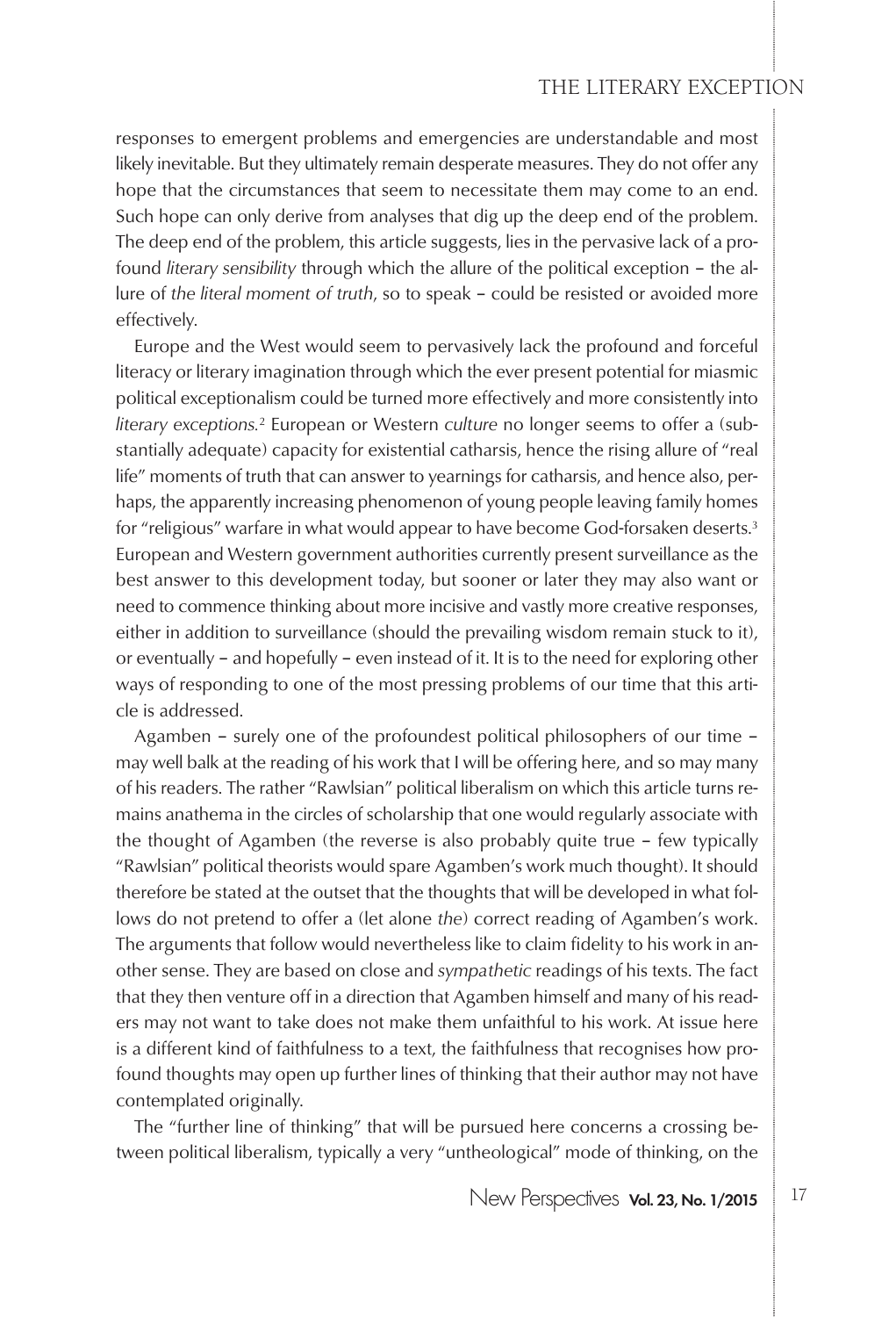responses to emergent problems and emergencies are understandable and most likely inevitable. But they ultimately remain desperate measures. They do not offer any hope that the circumstances that seem to necessitate them may come to an end. Such hope can only derive from analyses that dig up the deep end of the problem. The deep end of the problem, this article suggests, lies in the pervasive lack of a profound *literary sensibility* through which the allure of the political exception – the allure of *the literal moment of truth*, so to speak – could be resisted or avoided more effectively.

Europe and the West would seem to pervasively lack the profound and forceful literacy or literary imagination through which the ever present potential for miasmic political exceptionalism could be turned more effectively and more consistently into *literary exceptions.*[2] European or Western *culture* no longer seems to offer a (substantially adequate) capacity for existential catharsis, hence the rising allure of "real life" moments of truth that can answer to yearnings for catharsis, and hence also, perhaps, the apparently increasing phenomenon of young people leaving family homes for "religious" warfare in what would appear to have become God-forsaken deserts.[3] European and Western government authorities currently present surveillance as the best answer to this development today, but sooner or later they may also want or need to commence thinking about more incisive and vastly more creative responses, either in addition to surveillance (should the prevailing wisdom remain stuck to it), or eventually – and hopefully – even instead of it. It is to the need for exploring other ways of responding to one of the most pressing problems of our time that this article is addressed.

Agamben – surely one of the profoundest political philosophers of our time – may well balk at the reading of his work that I will be offering here, and so may many of his readers. The rather "Rawlsian" political liberalism on which this article turns remains anathema in the circles of scholarship that one would regularly associate with the thought of Agamben (the reverse is also probably quite true – few typically "Rawlsian" political theorists would spare Agamben's work much thought). It should therefore be stated at the outset that the thoughts that will be developed in what follows do not pretend to offer a (let alone *the*) correct reading of Agamben's work. The arguments that follow would nevertheless like to claim fidelity to his work in another sense. They are based on close and *sympathetic* readings of his texts. The fact that they then venture off in a direction that Agamben himself and many of his readers may not want to take does not make them unfaithful to his work. At issue here is a different kind of faithfulness to a text, the faithfulness that recognises how profound thoughts may open up further lines of thinking that their author may not have contemplated originally.

The "further line of thinking" that will be pursued here concerns a crossing between political liberalism, typically a very "untheological" mode of thinking, on the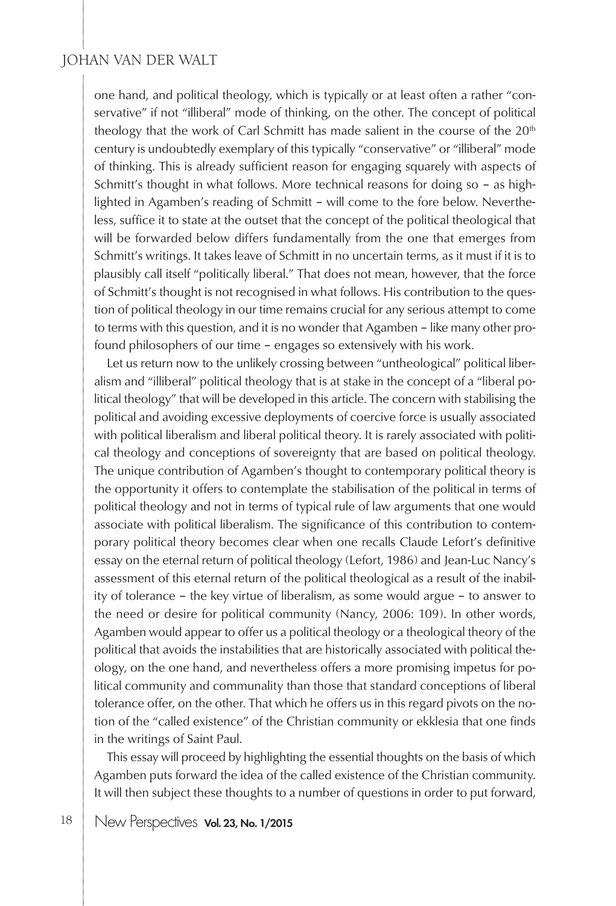one hand, and political theology, which is typically or at least often a rather "conservative" if not "illiberal" mode of thinking, on the other. The concept of political theology that the work of Carl Schmitt has made salient in the course of the 20th century is undoubtedly exemplary of this typically "conservative" or "illiberal" mode of thinking. This is already sufficient reason for engaging squarely with aspects of Schmitt's thought in what follows. More technical reasons for doing so – as highlighted in Agamben's reading of Schmitt – will come to the fore below. Nevertheless, suffice it to state at the outset that the concept of the political theological that will be forwarded below differs fundamentally from the one that emerges from Schmitt's writings. It takes leave of Schmitt in no uncertain terms, as it must if it is to plausibly call itself "politically liberal." That does not mean, however, that the force of Schmitt's thought is not recognised in what follows. His contribution to the question of political theology in our time remains crucial for any serious attempt to come to terms with this question, and it is no wonder that Agamben – like many other profound philosophers of our time – engages so extensively with his work.

Let us return now to the unlikely crossing between "untheological" political liberalism and "illiberal" political theology that is at stake in the concept of a "liberal political theology" that will be developed in this article. The concern with stabilising the political and avoiding excessive deployments of coercive force is usually associated with political liberalism and liberal political theory. It is rarely associated with political theology and conceptions of sovereignty that are based on political theology. The unique contribution of Agamben's thought to contemporary political theory is the opportunity it offers to contemplate the stabilisation of the political in terms of political theology and not in terms of typical rule of law arguments that one would associate with political liberalism. The significance of this contribution to contemporary political theory becomes clear when one recalls Claude Lefort's definitive essay on the eternal return of political theology (Lefort, 1986) and Jean-Luc Nancy's assessment of this eternal return of the political theological as a result of the inability of tolerance – the key virtue of liberalism, as some would argue – to answer to the need or desire for political community (Nancy, 2006: 109). In other words, Agamben would appear to offer us a political theology or a theological theory of the political that avoids the instabilities that are historically associated with political theology, on the one hand, and nevertheless offers a more promising impetus for political community and communality than those that standard conceptions of liberal tolerance offer, on the other. That which he offers us in this regard pivots on the notion of the "called existence" of the Christian community or ekklesia that one finds in the writings of Saint Paul.

This essay will proceed by highlighting the essential thoughts on the basis of which Agamben puts forward the idea of the called existence of the Christian community. It will then subject these thoughts to a number of questions in order to put forward,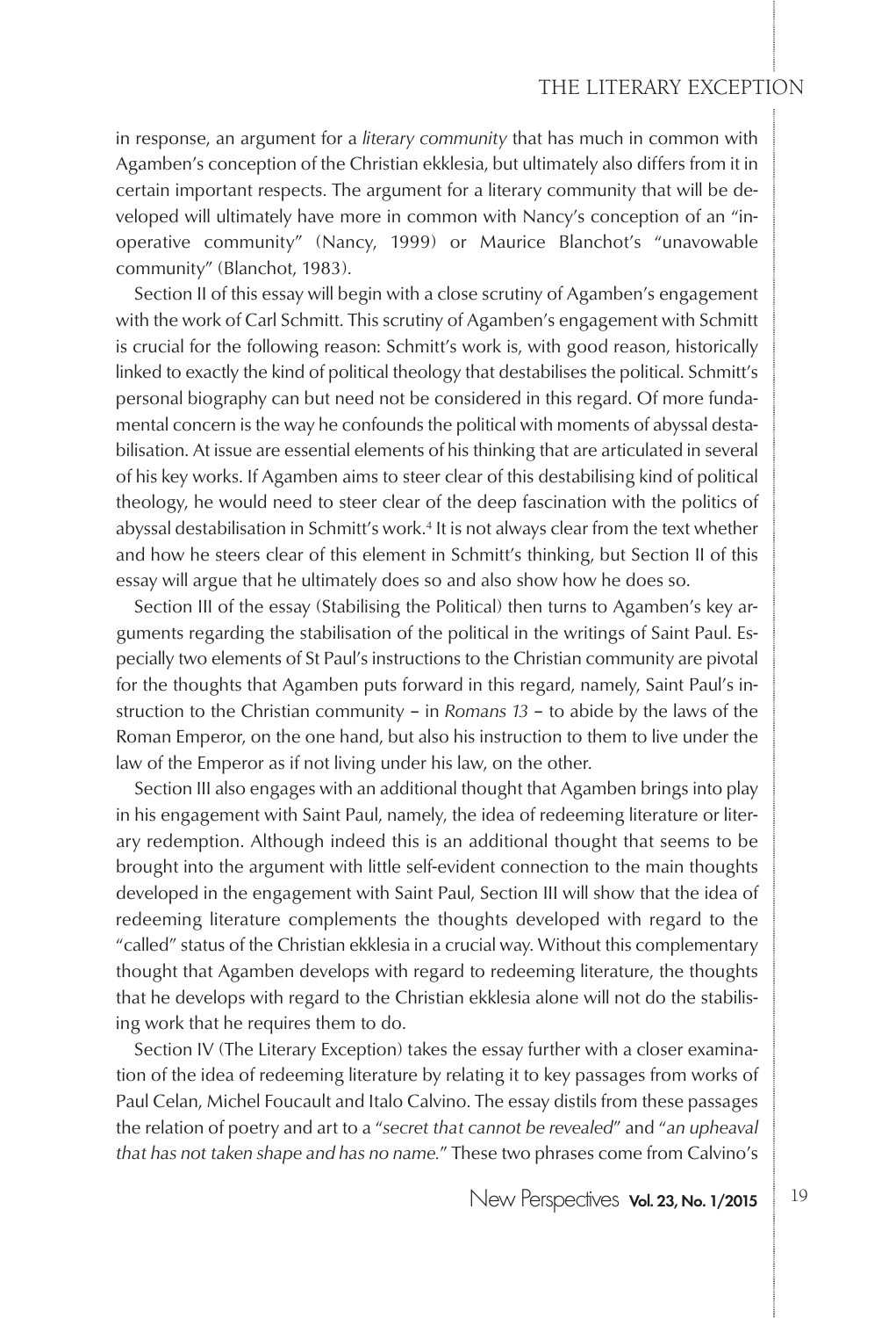in response, an argument for a *literary community* that has much in common with Agamben's conception of the Christian ekklesia, but ultimately also differs from it in certain important respects. The argument for a literary community that will be developed will ultimately have more in common with Nancy's conception of an "inoperative community" (Nancy, 1999) or Maurice Blanchot's "unavowable community" (Blanchot, 1983).

Section II of this essay will begin with a close scrutiny of Agamben's engagement with the work of Carl Schmitt. This scrutiny of Agamben's engagement with Schmitt is crucial for the following reason: Schmitt's work is, with good reason, historically linked to exactly the kind of political theology that destabilises the political. Schmitt's personal biography can but need not be considered in this regard. Of more fundamental concern is the way he confounds the political with moments of abyssal destabilisation. At issue are essential elements of his thinking that are articulated in several of his key works. If Agamben aims to steer clear of this destabilising kind of political theology, he would need to steer clear of the deep fascination with the politics of abyssal destabilisation in Schmitt's work.[4] It is not always clear from the text whether and how he steers clear of this element in Schmitt's thinking, but Section II of this essay will argue that he ultimately does so and also show how he does so.

Section III of the essay (Stabilising the Political) then turns to Agamben's key arguments regarding the stabilisation of the political in the writings of Saint Paul. Especially two elements of St Paul's instructions to the Christian community are pivotal for the thoughts that Agamben puts forward in this regard, namely, Saint Paul's instruction to the Christian community – in *Romans 13* – to abide by the laws of the Roman Emperor, on the one hand, but also his instruction to them to live under the law of the Emperor as if not living under his law, on the other.

Section III also engages with an additional thought that Agamben brings into play in his engagement with Saint Paul, namely, the idea of redeeming literature or literary redemption. Although indeed this is an additional thought that seems to be brought into the argument with little self-evident connection to the main thoughts developed in the engagement with Saint Paul, Section III will show that the idea of redeeming literature complements the thoughts developed with regard to the "called" status of the Christian ekklesia in a crucial way. Without this complementary thought that Agamben develops with regard to redeeming literature, the thoughts that he develops with regard to the Christian ekklesia alone will not do the stabilising work that he requires them to do.

Section IV (The Literary Exception) takes the essay further with a closer examination of the idea of redeeming literature by relating it to key passages from works of Paul Celan, Michel Foucault and Italo Calvino. The essay distils from these passages the relation of poetry and art to a "*secret that cannot be revealed*" and "*an upheaval that has not taken shape and has no name.*" These two phrases come from Calvino's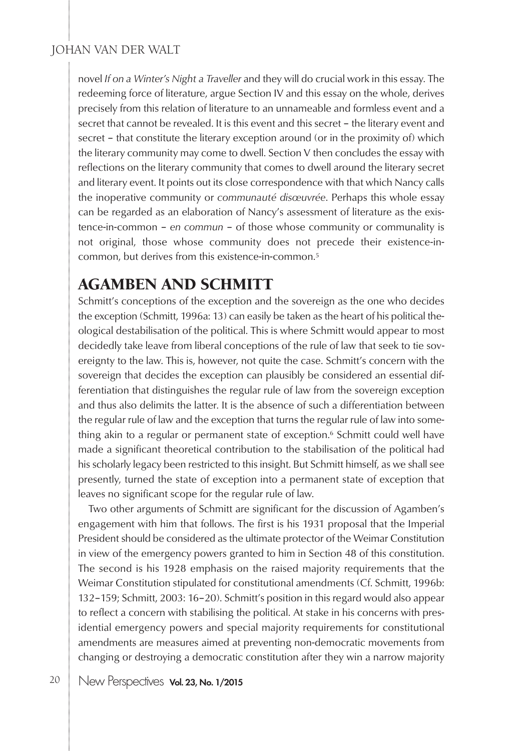novel *If on a Winter's Night a Traveller* and they will do crucial work in this essay. The redeeming force of literature, argue Section IV and this essay on the whole, derives precisely from this relation of literature to an unnameable and formless event and a secret that cannot be revealed. It is this event and this secret – the literary event and secret – that constitute the literary exception around (or in the proximity of) which the literary community may come to dwell. Section V then concludes the essay with reflections on the literary community that comes to dwell around the literary secret and literary event. It points out its close correspondence with that which Nancy calls the inoperative community or *communauté disœuvrée*. Perhaps this whole essay can be regarded as an elaboration of Nancy's assessment of literature as the existence-in-common – *en commun* – of those whose community or communality is not original, those whose community does not precede their existence-in-common, but derives from this existence-in-common.[5]

## AGAMBEN AND SCHMITT

Schmitt's conceptions of the exception and the sovereign as the one who decides the exception (Schmitt, 1996a: 13) can easily be taken as the heart of his political theological destabilisation of the political. This is where Schmitt would appear to most decidedly take leave from liberal conceptions of the rule of law that seek to tie sovereignty to the law. This is, however, not quite the case. Schmitt's concern with the sovereign that decides the exception can plausibly be considered an essential differentiation that distinguishes the regular rule of law from the sovereign exception and thus also delimits the latter. It is the absence of such a differentiation between the regular rule of law and the exception that turns the regular rule of law into something akin to a regular or permanent state of exception.[6] Schmitt could well have made a significant theoretical contribution to the stabilisation of the political had his scholarly legacy been restricted to this insight. But Schmitt himself, as we shall see presently, turned the state of exception into a permanent state of exception that leaves no significant scope for the regular rule of law.

Two other arguments of Schmitt are significant for the discussion of Agamben's engagement with him that follows. The first is his 1931 proposal that the Imperial President should be considered as the ultimate protector of the Weimar Constitution in view of the emergency powers granted to him in Section 48 of this constitution. The second is his 1928 emphasis on the raised majority requirements that the Weimar Constitution stipulated for constitutional amendments (Cf. Schmitt, 1996b: 132–159; Schmitt, 2003: 16–20). Schmitt's position in this regard would also appear to reflect a concern with stabilising the political. At stake in his concerns with presidential emergency powers and special majority requirements for constitutional amendments are measures aimed at preventing non-democratic movements from changing or destroying a democratic constitution after they win a narrow majority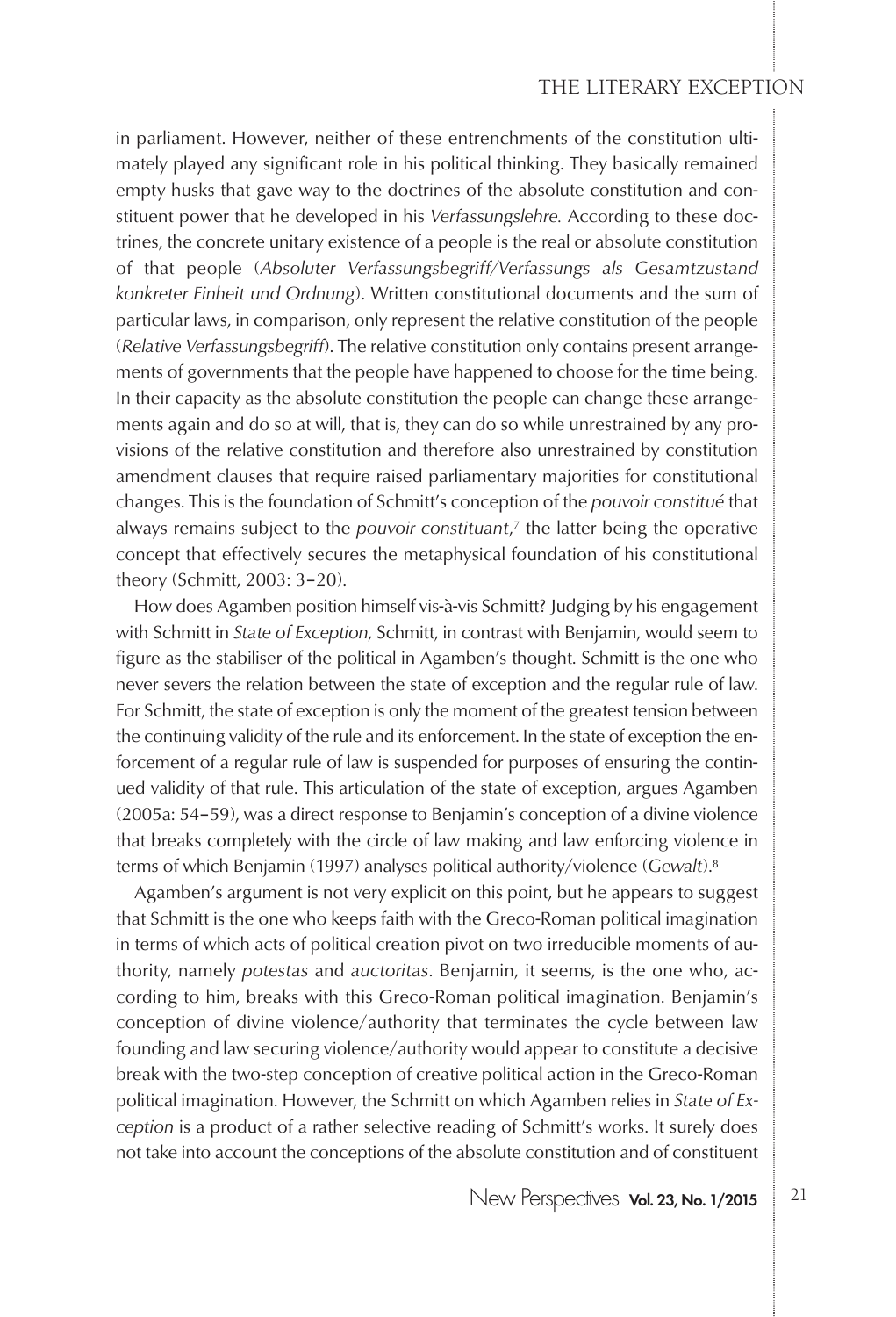in parliament. However, neither of these entrenchments of the constitution ultimately played any significant role in his political thinking. They basically remained empty husks that gave way to the doctrines of the absolute constitution and constituent power that he developed in his *Verfassungslehre*. According to these doctrines, the concrete unitary existence of a people is the real or absolute constitution of that people (*Absoluter Verfassungsbegriff/Verfassungs als Gesamtzustand konkreter Einheit und Ordnung*). Written constitutional documents and the sum of particular laws, in comparison, only represent the relative constitution of the people (*Relative Verfassungsbegriff*). The relative constitution only contains present arrangements of governments that the people have happened to choose for the time being. In their capacity as the absolute constitution the people can change these arrangements again and do so at will, that is, they can do so while unrestrained by any provisions of the relative constitution and therefore also unrestrained by constitution amendment clauses that require raised parliamentary majorities for constitutional changes. This is the foundation of Schmitt's conception of the *pouvoir constitué* that always remains subject to the *pouvoir constituant*,[7] the latter being the operative concept that effectively secures the metaphysical foundation of his constitutional theory (Schmitt, 2003: 3–20).

How does Agamben position himself vis-à-vis Schmitt? Judging by his engagement with Schmitt in *State of Exception*, Schmitt, in contrast with Benjamin, would seem to figure as the stabiliser of the political in Agamben's thought. Schmitt is the one who never severs the relation between the state of exception and the regular rule of law. For Schmitt, the state of exception is only the moment of the greatest tension between the continuing validity of the rule and its enforcement. In the state of exception the enforcement of a regular rule of law is suspended for purposes of ensuring the continued validity of that rule. This articulation of the state of exception, argues Agamben (2005a: 54–59), was a direct response to Benjamin's conception of a divine violence that breaks completely with the circle of law making and law enforcing violence in terms of which Benjamin (1997) analyses political authority/violence (*Gewalt*).[8]

Agamben's argument is not very explicit on this point, but he appears to suggest that Schmitt is the one who keeps faith with the Greco-Roman political imagination in terms of which acts of political creation pivot on two irreducible moments of authority, namely *potestas* and *auctoritas*. Benjamin, it seems, is the one who, according to him, breaks with this Greco-Roman political imagination. Benjamin's conception of divine violence/authority that terminates the cycle between law founding and law securing violence/authority would appear to constitute a decisive break with the two-step conception of creative political action in the Greco-Roman political imagination. However, the Schmitt on which Agamben relies in *State of Exception* is a product of a rather selective reading of Schmitt's works. It surely does not take into account the conceptions of the absolute constitution and of constituent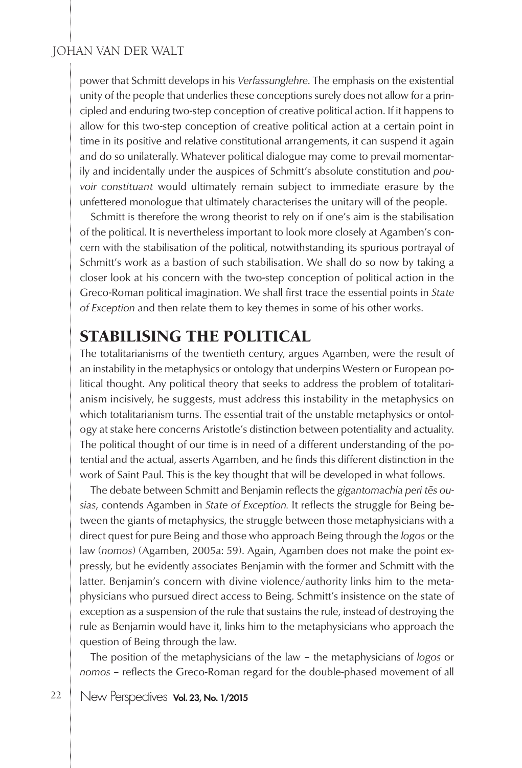power that Schmitt develops in his *Verfassunglehre*. The emphasis on the existential unity of the people that underlies these conceptions surely does not allow for a principled and enduring two-step conception of creative political action. If it happens to allow for this two-step conception of creative political action at a certain point in time in its positive and relative constitutional arrangements, it can suspend it again and do so unilaterally. Whatever political dialogue may come to prevail momentarily and incidentally under the auspices of Schmitt's absolute constitution and *pouvoir constituant* would ultimately remain subject to immediate erasure by the unfettered monologue that ultimately characterises the unitary will of the people.

Schmitt is therefore the wrong theorist to rely on if one's aim is the stabilisation of the political. It is nevertheless important to look more closely at Agamben's concern with the stabilisation of the political, notwithstanding its spurious portrayal of Schmitt's work as a bastion of such stabilisation. We shall do so now by taking a closer look at his concern with the two-step conception of political action in the Greco-Roman political imagination. We shall first trace the essential points in *State of Exception* and then relate them to key themes in some of his other works.

## STABILISING THE POLITICAL

The totalitarianisms of the twentieth century, argues Agamben, were the result of an instability in the metaphysics or ontology that underpins Western or European political thought. Any political theory that seeks to address the problem of totalitarianism incisively, he suggests, must address this instability in the metaphysics on which totalitarianism turns. The essential trait of the unstable metaphysics or ontology at stake here concerns Aristotle's distinction between potentiality and actuality. The political thought of our time is in need of a different understanding of the potential and the actual, asserts Agamben, and he finds this different distinction in the work of Saint Paul. This is the key thought that will be developed in what follows.

The debate between Schmitt and Benjamin reflects the *gigantomachia peri tēs ousias*, contends Agamben in *State of Exception.* It reflects the struggle for Being between the giants of metaphysics, the struggle between those metaphysicians with a direct quest for pure Being and those who approach Being through the *logos* or the law (*nomos*) (Agamben, 2005a: 59). Again, Agamben does not make the point expressly, but he evidently associates Benjamin with the former and Schmitt with the latter. Benjamin's concern with divine violence/authority links him to the metaphysicians who pursued direct access to Being. Schmitt's insistence on the state of exception as a suspension of the rule that sustains the rule, instead of destroying the rule as Benjamin would have it, links him to the metaphysicians who approach the question of Being through the law.

The position of the metaphysicians of the law – the metaphysicians of *logos* or *nomos* – reflects the Greco-Roman regard for the double-phased movement of all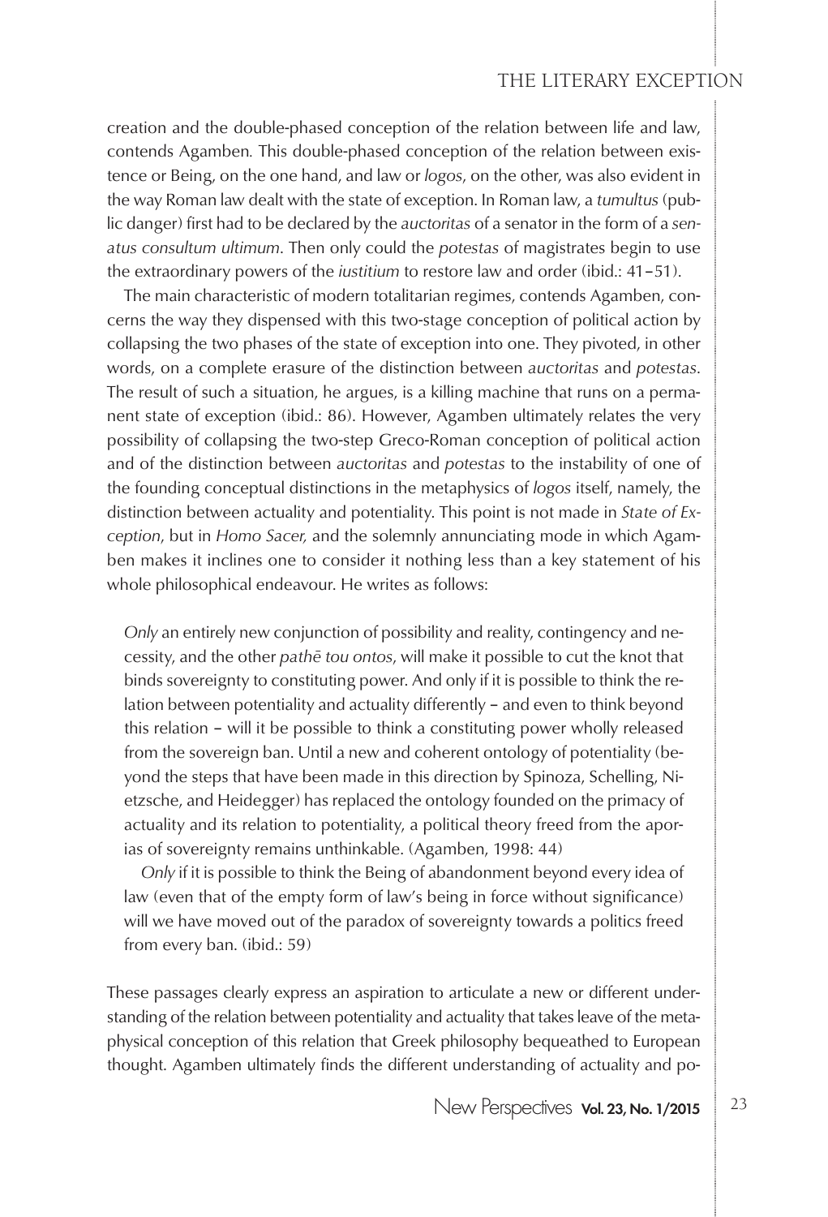creation and the double-phased conception of the relation between life and law, contends Agamben. This double-phased conception of the relation between existence or Being, on the one hand, and law or *logos*, on the other, was also evident in the way Roman law dealt with the state of exception. In Roman law, a *tumultus* (public danger) first had to be declared by the *auctoritas* of a senator in the form of a *senatus consultum ultimum*. Then only could the *potestas* of magistrates begin to use the extraordinary powers of the *iustitium* to restore law and order (ibid.: 41–51).

The main characteristic of modern totalitarian regimes, contends Agamben, concerns the way they dispensed with this two-stage conception of political action by collapsing the two phases of the state of exception into one. They pivoted, in other words, on a complete erasure of the distinction between *auctoritas* and *potestas*. The result of such a situation, he argues, is a killing machine that runs on a permanent state of exception (ibid.: 86). However, Agamben ultimately relates the very possibility of collapsing the two-step Greco-Roman conception of political action and of the distinction between *auctoritas* and *potestas* to the instability of one of the founding conceptual distinctions in the metaphysics of *logos* itself, namely, the distinction between actuality and potentiality. This point is not made in *State of Exception*, but in *Homo Sacer,* and the solemnly annunciating mode in which Agamben makes it inclines one to consider it nothing less than a key statement of his whole philosophical endeavour. He writes as follows:

> *Only* an entirely new conjunction of possibility and reality, contingency and necessity, and the other *pathē tou ontos*, will make it possible to cut the knot that binds sovereignty to constituting power. And only if it is possible to think the relation between potentiality and actuality differently – and even to think beyond this relation – will it be possible to think a constituting power wholly released from the sovereign ban. Until a new and coherent ontology of potentiality (beyond the steps that have been made in this direction by Spinoza, Schelling, Nietzsche, and Heidegger) has replaced the ontology founded on the primacy of actuality and its relation to potentiality, a political theory freed from the aporias of sovereignty remains unthinkable. (Agamben, 1998: 44)
>
> *Only* if it is possible to think the Being of abandonment beyond every idea of law (even that of the empty form of law's being in force without significance) will we have moved out of the paradox of sovereignty towards a politics freed from every ban. (ibid.: 59)

These passages clearly express an aspiration to articulate a new or different understanding of the relation between potentiality and actuality that takes leave of the metaphysical conception of this relation that Greek philosophy bequeathed to European thought. Agamben ultimately finds the different understanding of actuality and po-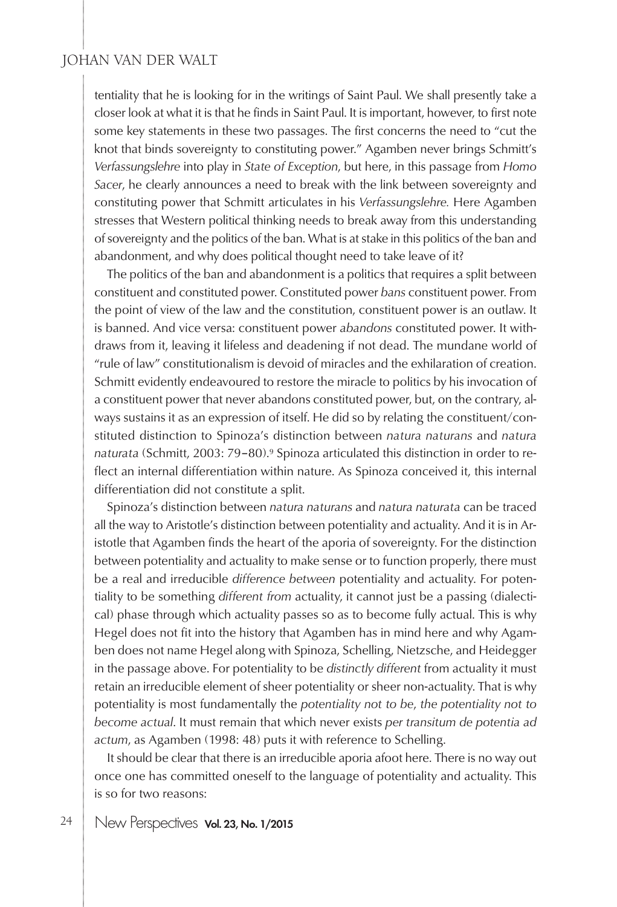tentiality that he is looking for in the writings of Saint Paul. We shall presently take a closer look at what it is that he finds in Saint Paul. It is important, however, to first note some key statements in these two passages. The first concerns the need to "cut the knot that binds sovereignty to constituting power." Agamben never brings Schmitt's *Verfassungslehre* into play in *State of Exception*, but here, in this passage from *Homo Sacer*, he clearly announces a need to break with the link between sovereignty and constituting power that Schmitt articulates in his *Verfassungslehre.* Here Agamben stresses that Western political thinking needs to break away from this understanding of sovereignty and the politics of the ban. What is at stake in this politics of the ban and abandonment, and why does political thought need to take leave of it?

The politics of the ban and abandonment is a politics that requires a split between constituent and constituted power. Constituted power *bans* constituent power. From the point of view of the law and the constitution, constituent power is an outlaw. It is banned. And vice versa: constituent power *abandons* constituted power. It withdraws from it, leaving it lifeless and deadening if not dead. The mundane world of "rule of law" constitutionalism is devoid of miracles and the exhilaration of creation. Schmitt evidently endeavoured to restore the miracle to politics by his invocation of a constituent power that never abandons constituted power, but, on the contrary, always sustains it as an expression of itself. He did so by relating the constituent/constituted distinction to Spinoza's distinction between *natura naturans* and *natura naturata* (Schmitt, 2003: 79–80).[9] Spinoza articulated this distinction in order to reflect an internal differentiation within nature. As Spinoza conceived it, this internal differentiation did not constitute a split.

Spinoza's distinction between *natura naturans* and *natura naturata* can be traced all the way to Aristotle's distinction between potentiality and actuality. And it is in Aristotle that Agamben finds the heart of the aporia of sovereignty. For the distinction between potentiality and actuality to make sense or to function properly, there must be a real and irreducible *difference between* potentiality and actuality. For potentiality to be something *different from* actuality, it cannot just be a passing (dialectical) phase through which actuality passes so as to become fully actual. This is why Hegel does not fit into the history that Agamben has in mind here and why Agamben does not name Hegel along with Spinoza, Schelling, Nietzsche, and Heidegger in the passage above. For potentiality to be *distinctly different* from actuality it must retain an irreducible element of sheer potentiality or sheer non-actuality. That is why potentiality is most fundamentally the *potentiality not to be*, *the potentiality not to become actual*. It must remain that which never exists *per transitum de potentia ad actum*, as Agamben (1998: 48) puts it with reference to Schelling.

It should be clear that there is an irreducible aporia afoot here. There is no way out once one has committed oneself to the language of potentiality and actuality. This is so for two reasons: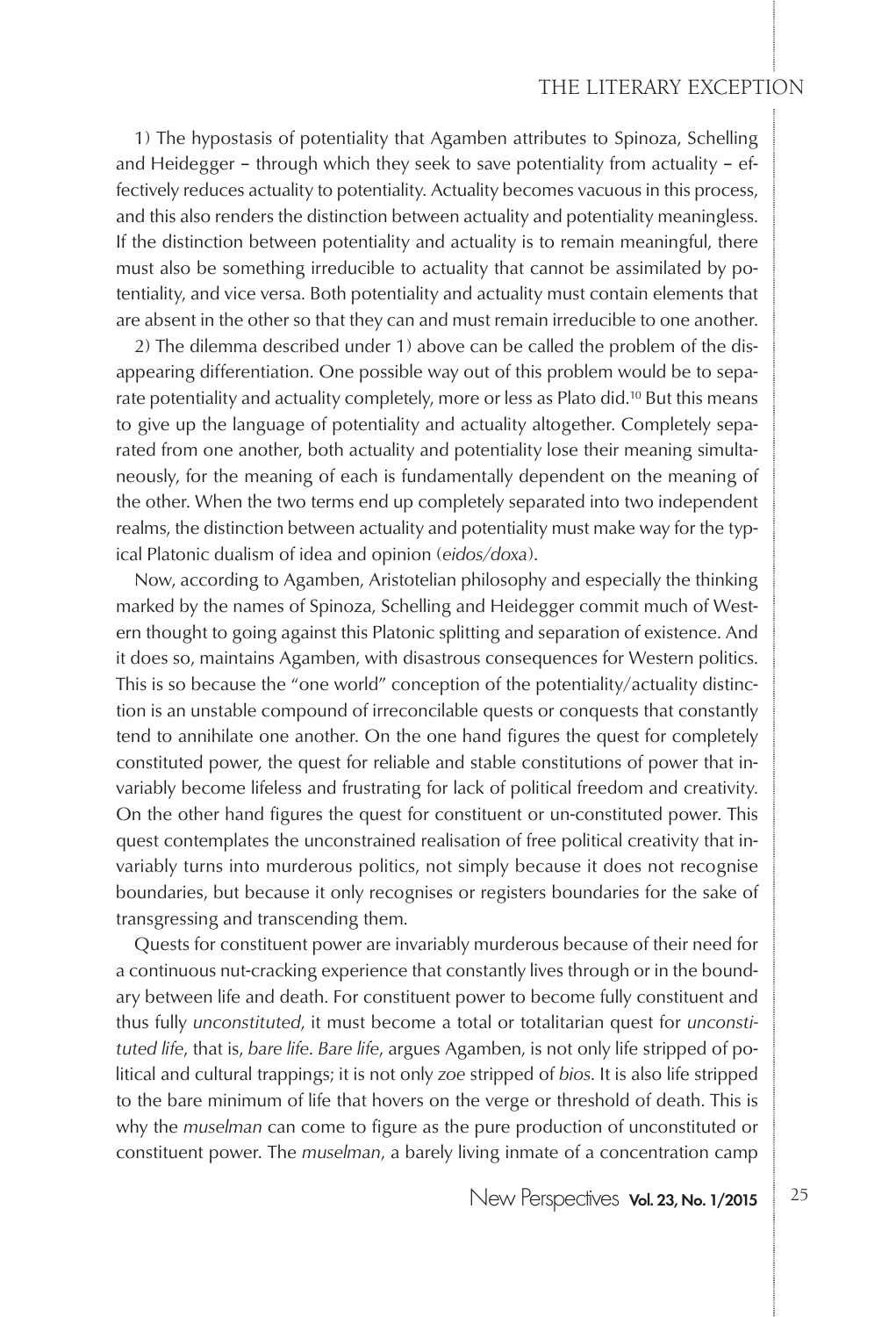1) The hypostasis of potentiality that Agamben attributes to Spinoza, Schelling and Heidegger – through which they seek to save potentiality from actuality – effectively reduces actuality to potentiality. Actuality becomes vacuous in this process, and this also renders the distinction between actuality and potentiality meaningless. If the distinction between potentiality and actuality is to remain meaningful, there must also be something irreducible to actuality that cannot be assimilated by potentiality, and vice versa. Both potentiality and actuality must contain elements that are absent in the other so that they can and must remain irreducible to one another.

2) The dilemma described under 1) above can be called the problem of the disappearing differentiation. One possible way out of this problem would be to separate potentiality and actuality completely, more or less as Plato did.[10] But this means to give up the language of potentiality and actuality altogether. Completely separated from one another, both actuality and potentiality lose their meaning simultaneously, for the meaning of each is fundamentally dependent on the meaning of the other. When the two terms end up completely separated into two independent realms, the distinction between actuality and potentiality must make way for the typical Platonic dualism of idea and opinion (*eidos/doxa*).

Now, according to Agamben, Aristotelian philosophy and especially the thinking marked by the names of Spinoza, Schelling and Heidegger commit much of Western thought to going against this Platonic splitting and separation of existence. And it does so, maintains Agamben, with disastrous consequences for Western politics. This is so because the "one world" conception of the potentiality/actuality distinction is an unstable compound of irreconcilable quests or conquests that constantly tend to annihilate one another. On the one hand figures the quest for completely constituted power, the quest for reliable and stable constitutions of power that invariably become lifeless and frustrating for lack of political freedom and creativity. On the other hand figures the quest for constituent or un-constituted power. This quest contemplates the unconstrained realisation of free political creativity that invariably turns into murderous politics, not simply because it does not recognise boundaries, but because it only recognises or registers boundaries for the sake of transgressing and transcending them.

Quests for constituent power are invariably murderous because of their need for a continuous nut-cracking experience that constantly lives through or in the boundary between life and death. For constituent power to become fully constituent and thus fully *unconstituted*, it must become a total or totalitarian quest for *unconstituted life*, that is, *bare life*. *Bare life*, argues Agamben, is not only life stripped of political and cultural trappings; it is not only *zoe* stripped of *bios*. It is also life stripped to the bare minimum of life that hovers on the verge or threshold of death. This is why the *muselman* can come to figure as the pure production of unconstituted or constituent power. The *muselman*, a barely living inmate of a concentration camp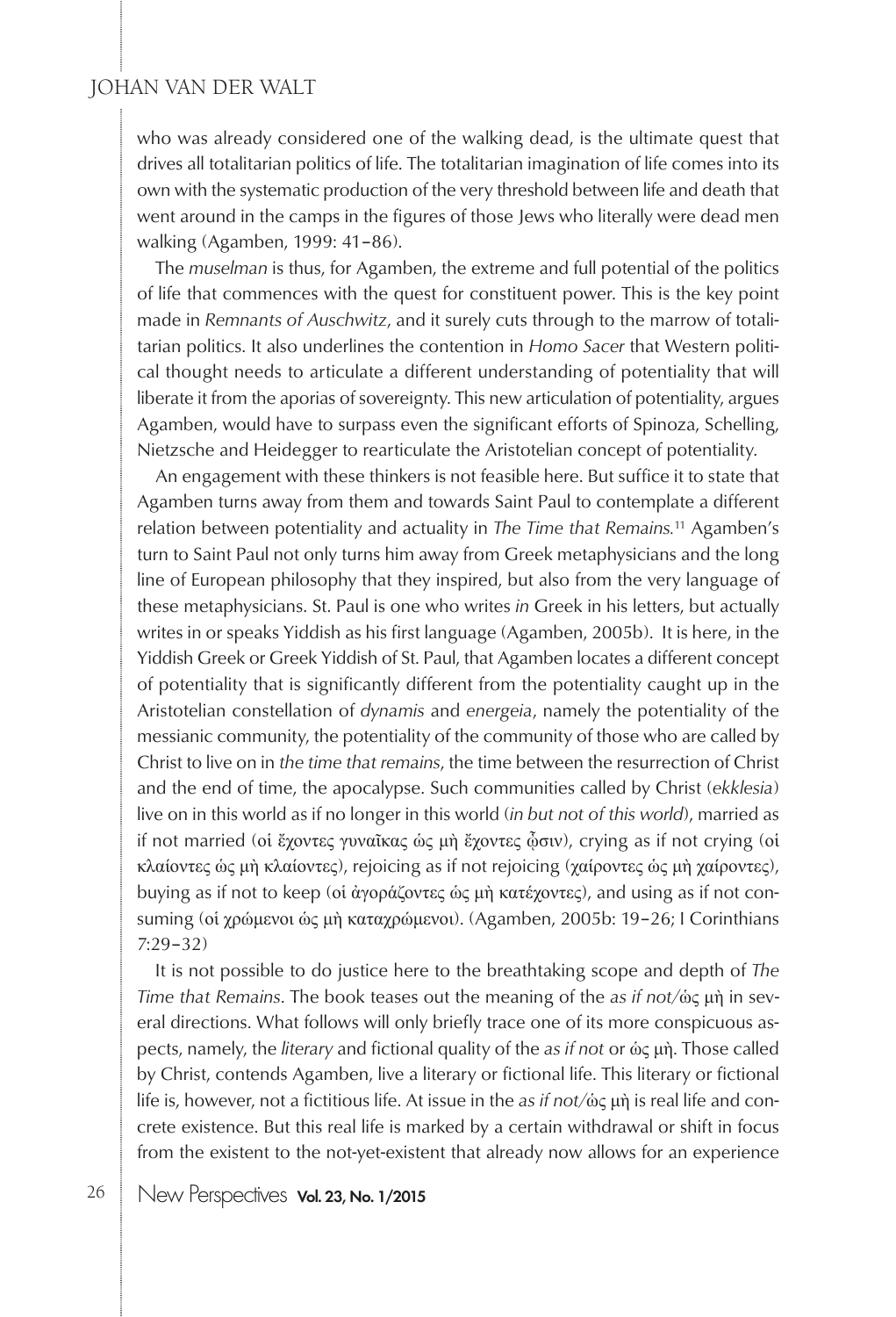who was already considered one of the walking dead, is the ultimate quest that drives all totalitarian politics of life. The totalitarian imagination of life comes into its own with the systematic production of the very threshold between life and death that went around in the camps in the figures of those Jews who literally were dead men walking (Agamben, 1999: 41–86).

The *muselman* is thus, for Agamben, the extreme and full potential of the politics of life that commences with the quest for constituent power. This is the key point made in *Remnants of Auschwitz*, and it surely cuts through to the marrow of totalitarian politics. It also underlines the contention in *Homo Sacer* that Western political thought needs to articulate a different understanding of potentiality that will liberate it from the aporias of sovereignty. This new articulation of potentiality, argues Agamben, would have to surpass even the significant efforts of Spinoza, Schelling, Nietzsche and Heidegger to rearticulate the Aristotelian concept of potentiality.

An engagement with these thinkers is not feasible here. But suffice it to state that Agamben turns away from them and towards Saint Paul to contemplate a different relation between potentiality and actuality in *The Time that Remains.*[11] Agamben's turn to Saint Paul not only turns him away from Greek metaphysicians and the long line of European philosophy that they inspired, but also from the very language of these metaphysicians. St. Paul is one who writes *in* Greek in his letters, but actually writes in or speaks Yiddish as his first language (Agamben, 2005b). It is here, in the Yiddish Greek or Greek Yiddish of St. Paul, that Agamben locates a different concept of potentiality that is significantly different from the potentiality caught up in the Aristotelian constellation of *dynamis* and *energeia*, namely the potentiality of the messianic community, the potentiality of the community of those who are called by Christ to live on in *the time that remains*, the time between the resurrection of Christ and the end of time, the apocalypse. Such communities called by Christ (*ekklesia*) live on in this world as if no longer in this world (*in but not of this world*), married as if not married (οἱ ἔχοντες γυναῖκας ὡς μὴ ἔχοντες ὦσιν), crying as if not crying (οἱ κλαίοντες ὡς μὴ κλαίοντες), rejoicing as if not rejoicing (χαίροντες ὡς μὴ χαίροντες), buying as if not to keep (οἱ ἀγοράζοντες ὡς μὴ κατέχοντες), and using as if not consuming (οἱ χρώμενοι ὡς μὴ καταχρώμενοι). (Agamben, 2005b: 19–26; I Corinthians 7:29–32)

It is not possible to do justice here to the breathtaking scope and depth of *The Time that Remains*. The book teases out the meaning of the *as if not*/ὡς μὴ in several directions. What follows will only briefly trace one of its more conspicuous aspects, namely, the *literary* and fictional quality of the *as if not* or ὡς μὴ. Those called by Christ, contends Agamben, live a literary or fictional life. This literary or fictional life is, however, not a fictitious life. At issue in the *as if not*/ὡς μὴ is real life and concrete existence. But this real life is marked by a certain withdrawal or shift in focus from the existent to the not-yet-existent that already now allows for an experience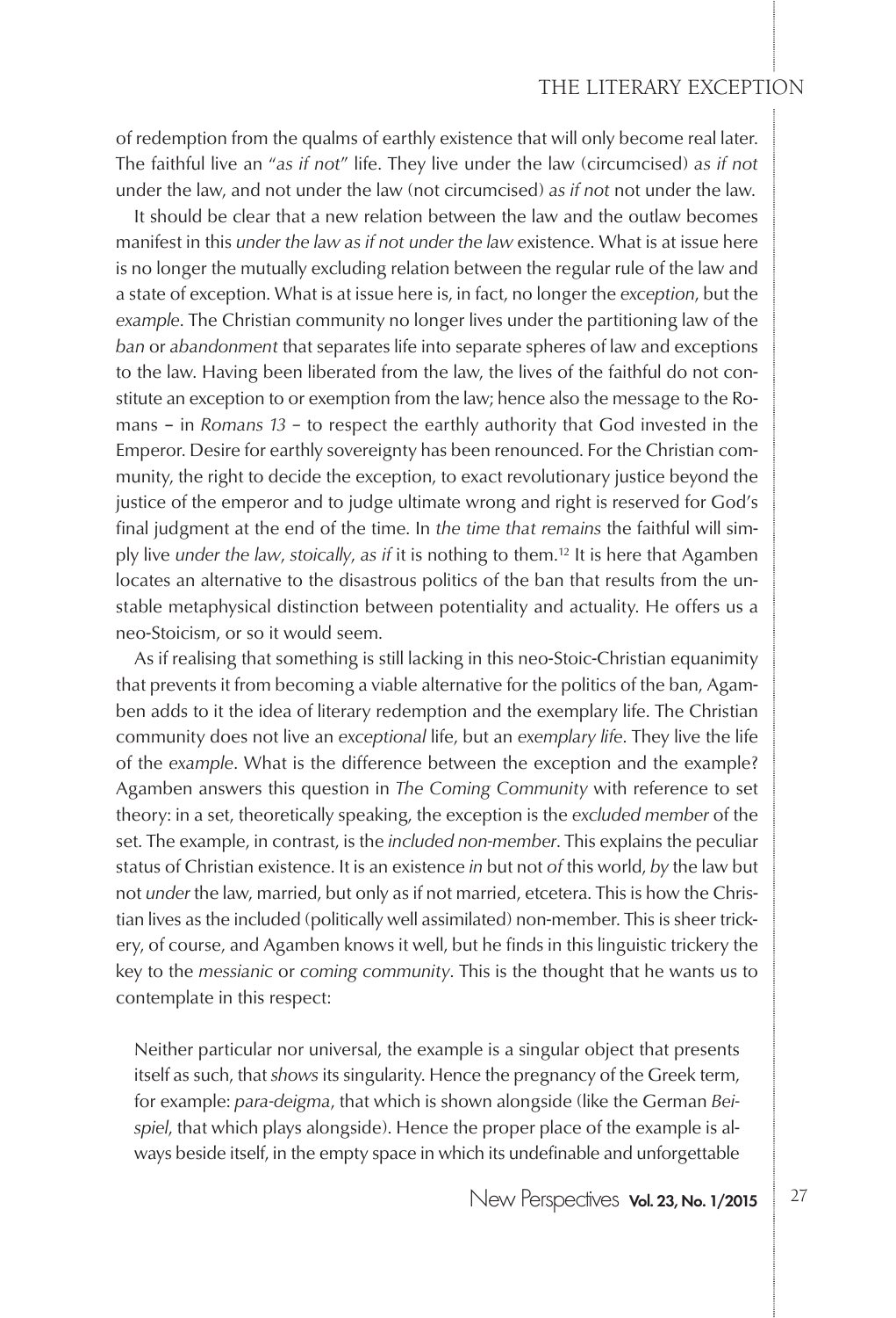of redemption from the qualms of earthly existence that will only become real later. The faithful live an "*as if not*" life. They live under the law (circumcised) *as if not* under the law, and not under the law (not circumcised) *as if not* not under the law.

It should be clear that a new relation between the law and the outlaw becomes manifest in this *under the law as if not under the law* existence. What is at issue here is no longer the mutually excluding relation between the regular rule of the law and a state of exception. What is at issue here is, in fact, no longer the *exception*, but the *example*. The Christian community no longer lives under the partitioning law of the *ban* or *abandonment* that separates life into separate spheres of law and exceptions to the law. Having been liberated from the law, the lives of the faithful do not constitute an exception to or exemption from the law; hence also the message to the Romans – in *Romans 13* – to respect the earthly authority that God invested in the Emperor. Desire for earthly sovereignty has been renounced. For the Christian community, the right to decide the exception, to exact revolutionary justice beyond the justice of the emperor and to judge ultimate wrong and right is reserved for God's final judgment at the end of the time. In *the time that remains* the faithful will simply live *under the law*, *stoically*, *as if* it is nothing to them.[12] It is here that Agamben locates an alternative to the disastrous politics of the ban that results from the unstable metaphysical distinction between potentiality and actuality. He offers us a neo-Stoicism, or so it would seem.

As if realising that something is still lacking in this neo-Stoic-Christian equanimity that prevents it from becoming a viable alternative for the politics of the ban, Agamben adds to it the idea of literary redemption and the exemplary life. The Christian community does not live an *exceptional* life, but an *exemplary life*. They live the life of the *example*. What is the difference between the exception and the example? Agamben answers this question in *The Coming Community* with reference to set theory: in a set, theoretically speaking, the exception is the *excluded member* of the set. The example, in contrast, is the *included non-member*. This explains the peculiar status of Christian existence. It is an existence *in* but not *of* this world, *by* the law but not *under* the law, married, but only as if not married, etcetera. This is how the Christian lives as the included (politically well assimilated) non-member. This is sheer trickery, of course, and Agamben knows it well, but he finds in this linguistic trickery the key to the *messianic* or *coming community*. This is the thought that he wants us to contemplate in this respect:

> Neither particular nor universal, the example is a singular object that presents itself as such, that *shows* its singularity. Hence the pregnancy of the Greek term, for example: *para-deigma*, that which is shown alongside (like the German *Beispiel*, that which plays alongside). Hence the proper place of the example is always beside itself, in the empty space in which its undefinable and unforgettable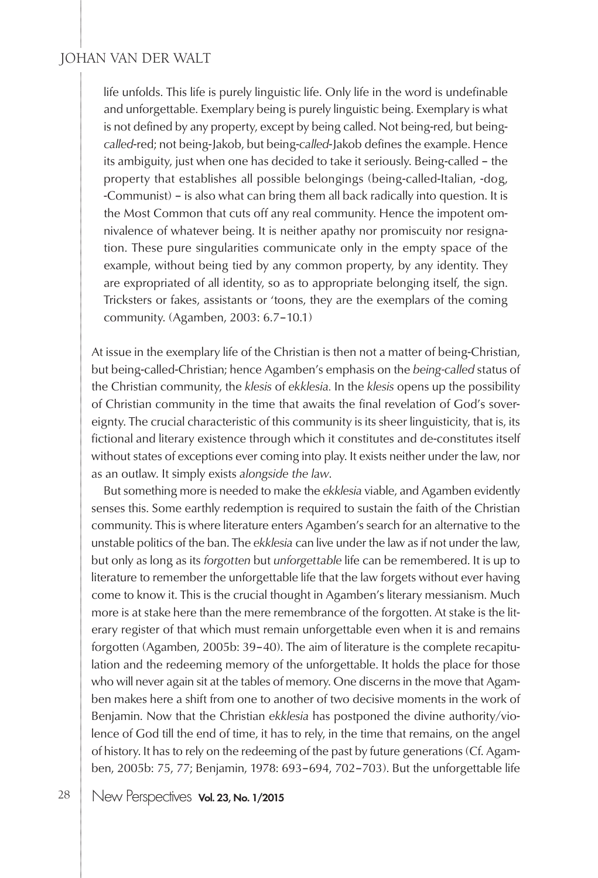> life unfolds. This life is purely linguistic life. Only life in the word is undefinable and unforgettable. Exemplary being is purely linguistic being. Exemplary is what is not defined by any property, except by being called. Not being-red, but being-*called*-red; not being-Jakob, but being-*called*-Jakob defines the example. Hence its ambiguity, just when one has decided to take it seriously. Being-called – the property that establishes all possible belongings (being-called-Italian, -dog, -Communist) – is also what can bring them all back radically into question. It is the Most Common that cuts off any real community. Hence the impotent omnivalence of whatever being. It is neither apathy nor promiscuity nor resignation. These pure singularities communicate only in the empty space of the example, without being tied by any common property, by any identity. They are expropriated of all identity, so as to appropriate belonging itself, the sign. Tricksters or fakes, assistants or 'toons, they are the exemplars of the coming community. (Agamben, 2003: 6.7–10.1)

At issue in the exemplary life of the Christian is then not a matter of being-Christian, but being-called-Christian; hence Agamben's emphasis on the *being-called* status of the Christian community, the *klesis* of *ekklesia.* In the *klesis* opens up the possibility of Christian community in the time that awaits the final revelation of God's sovereignty. The crucial characteristic of this community is its sheer linguisticity, that is, its fictional and literary existence through which it constitutes and de-constitutes itself without states of exceptions ever coming into play. It exists neither under the law, nor as an outlaw. It simply exists *alongside the law*.

But something more is needed to make the *ekklesia* viable, and Agamben evidently senses this. Some earthly redemption is required to sustain the faith of the Christian community. This is where literature enters Agamben's search for an alternative to the unstable politics of the ban. The *ekklesia* can live under the law as if not under the law, but only as long as its *forgotten* but *unforgettable* life can be remembered. It is up to literature to remember the unforgettable life that the law forgets without ever having come to know it. This is the crucial thought in Agamben's literary messianism. Much more is at stake here than the mere remembrance of the forgotten. At stake is the literary register of that which must remain unforgettable even when it is and remains forgotten (Agamben, 2005b: 39–40). The aim of literature is the complete recapitulation and the redeeming memory of the unforgettable. It holds the place for those who will never again sit at the tables of memory. One discerns in the move that Agamben makes here a shift from one to another of two decisive moments in the work of Benjamin. Now that the Christian *ekklesia* has postponed the divine authority/violence of God till the end of time, it has to rely, in the time that remains, on the angel of history. It has to rely on the redeeming of the past by future generations (Cf. Agamben, 2005b: 75, 77; Benjamin, 1978: 693–694, 702–703). But the unforgettable life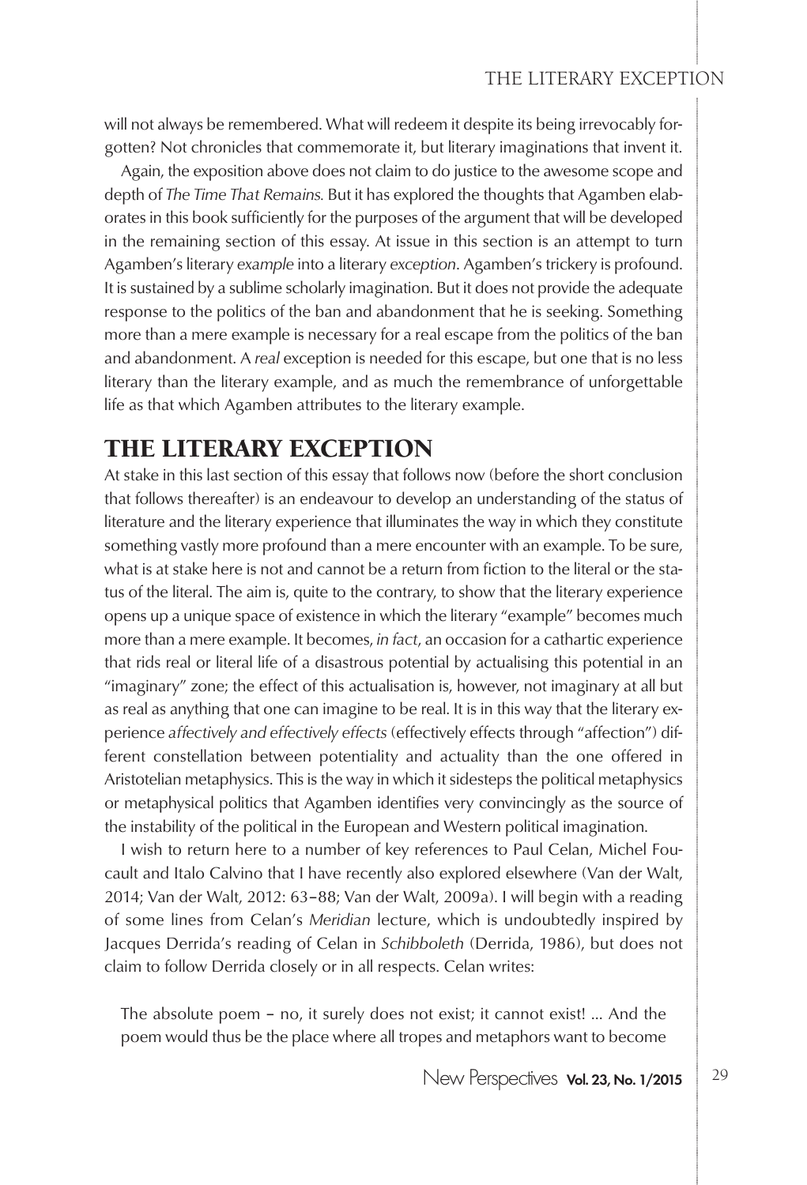will not always be remembered. What will redeem it despite its being irrevocably forgotten? Not chronicles that commemorate it, but literary imaginations that invent it.

Again, the exposition above does not claim to do justice to the awesome scope and depth of *The Time That Remains.* But it has explored the thoughts that Agamben elaborates in this book sufficiently for the purposes of the argument that will be developed in the remaining section of this essay. At issue in this section is an attempt to turn Agamben's literary *example* into a literary *exception*. Agamben's trickery is profound. It is sustained by a sublime scholarly imagination. But it does not provide the adequate response to the politics of the ban and abandonment that he is seeking. Something more than a mere example is necessary for a real escape from the politics of the ban and abandonment. A *real* exception is needed for this escape, but one that is no less literary than the literary example, and as much the remembrance of unforgettable life as that which Agamben attributes to the literary example.

## THE LITERARY EXCEPTION

At stake in this last section of this essay that follows now (before the short conclusion that follows thereafter) is an endeavour to develop an understanding of the status of literature and the literary experience that illuminates the way in which they constitute something vastly more profound than a mere encounter with an example. To be sure, what is at stake here is not and cannot be a return from fiction to the literal or the status of the literal. The aim is, quite to the contrary, to show that the literary experience opens up a unique space of existence in which the literary "example" becomes much more than a mere example. It becomes, *in fact*, an occasion for a cathartic experience that rids real or literal life of a disastrous potential by actualising this potential in an "imaginary" zone; the effect of this actualisation is, however, not imaginary at all but as real as anything that one can imagine to be real. It is in this way that the literary experience *affectively and effectively effects* (effectively effects through "affection") different constellation between potentiality and actuality than the one offered in Aristotelian metaphysics. This is the way in which it sidesteps the political metaphysics or metaphysical politics that Agamben identifies very convincingly as the source of the instability of the political in the European and Western political imagination.

I wish to return here to a number of key references to Paul Celan, Michel Foucault and Italo Calvino that I have recently also explored elsewhere (Van der Walt, 2014; Van der Walt, 2012: 63–88; Van der Walt, 2009a). I will begin with a reading of some lines from Celan's *Meridian* lecture, which is undoubtedly inspired by Jacques Derrida's reading of Celan in *Schibboleth* (Derrida, 1986), but does not claim to follow Derrida closely or in all respects. Celan writes:

> The absolute poem – no, it surely does not exist; it cannot exist! ... And the poem would thus be the place where all tropes and metaphors want to become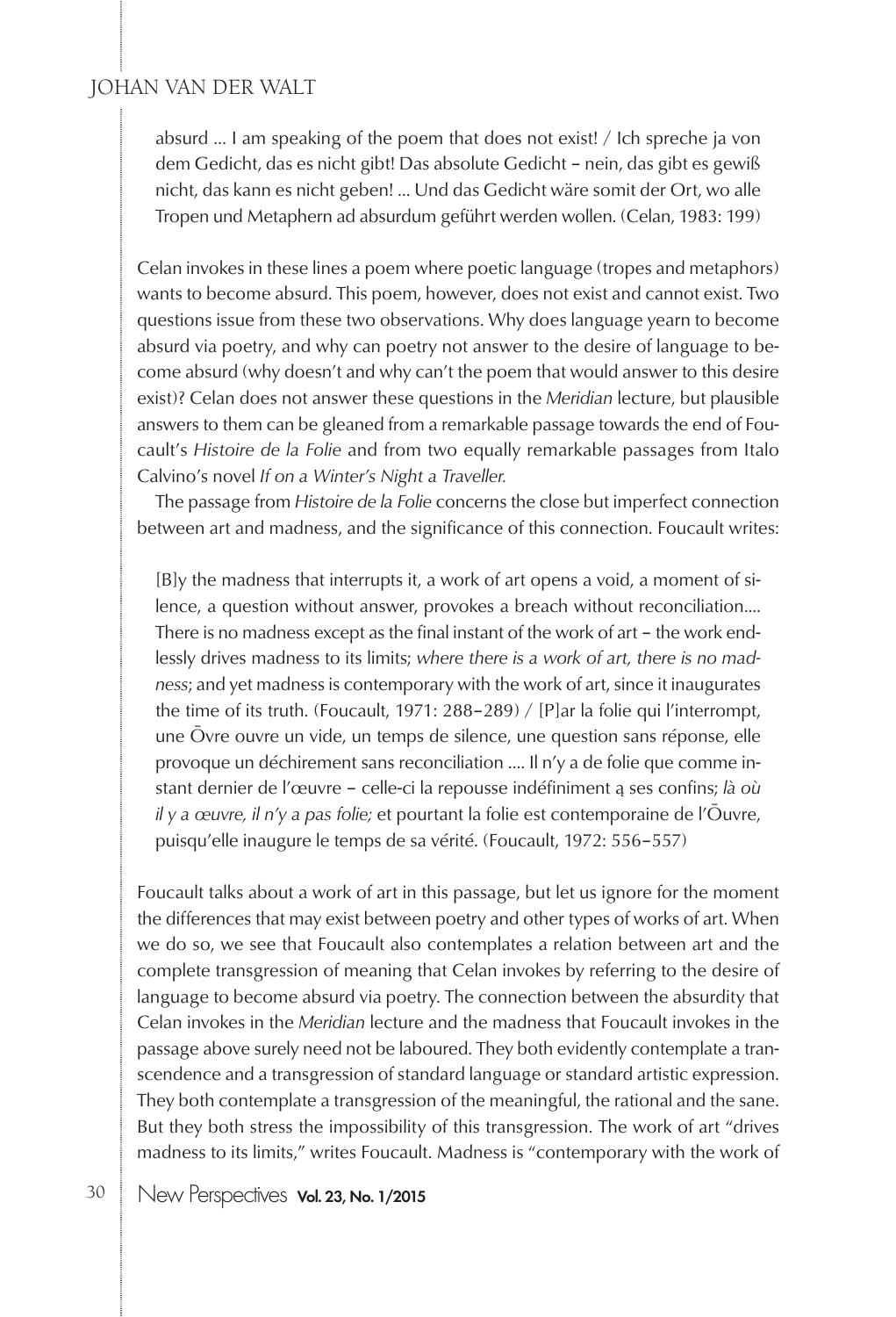> absurd ... I am speaking of the poem that does not exist! / Ich spreche ja von dem Gedicht, das es nicht gibt! Das absolute Gedicht – nein, das gibt es gewiß nicht, das kann es nicht geben! ... Und das Gedicht wäre somit der Ort, wo alle Tropen und Metaphern ad absurdum geführt werden wollen. (Celan, 1983: 199)

Celan invokes in these lines a poem where poetic language (tropes and metaphors) wants to become absurd. This poem, however, does not exist and cannot exist. Two questions issue from these two observations. Why does language yearn to become absurd via poetry, and why can poetry not answer to the desire of language to become absurd (why doesn't and why can't the poem that would answer to this desire exist)? Celan does not answer these questions in the *Meridian* lecture, but plausible answers to them can be gleaned from a remarkable passage towards the end of Foucault's *Histoire de la Folie* and from two equally remarkable passages from Italo Calvino's novel *If on a Winter's Night a Traveller*.

The passage from *Histoire de la Folie* concerns the close but imperfect connection between art and madness, and the significance of this connection. Foucault writes:

> [B]y the madness that interrupts it, a work of art opens a void, a moment of silence, a question without answer, provokes a breach without reconciliation.... There is no madness except as the final instant of the work of art – the work endlessly drives madness to its limits; *where there is a work of art, there is no madness*; and yet madness is contemporary with the work of art, since it inaugurates the time of its truth. (Foucault, 1971: 288–289) / [P]ar la folie qui l'interrompt, une Ōvre ouvre un vide, un temps de silence, une question sans réponse, elle provoque un déchirement sans reconciliation .... Il n'y a de folie que comme instant dernier de l'œuvre – celle-ci la repousse indéfiniment ą ses confins; *là où il y a œuvre, il n'y a pas folie;* et pourtant la folie est contemporaine de l'Ōuvre, puisqu'elle inaugure le temps de sa vérité. (Foucault, 1972: 556–557)

Foucault talks about a work of art in this passage, but let us ignore for the moment the differences that may exist between poetry and other types of works of art. When we do so, we see that Foucault also contemplates a relation between art and the complete transgression of meaning that Celan invokes by referring to the desire of language to become absurd via poetry. The connection between the absurdity that Celan invokes in the *Meridian* lecture and the madness that Foucault invokes in the passage above surely need not be laboured. They both evidently contemplate a transcendence and a transgression of standard language or standard artistic expression. They both contemplate a transgression of the meaningful, the rational and the sane. But they both stress the impossibility of this transgression. The work of art "drives madness to its limits," writes Foucault. Madness is "contemporary with the work of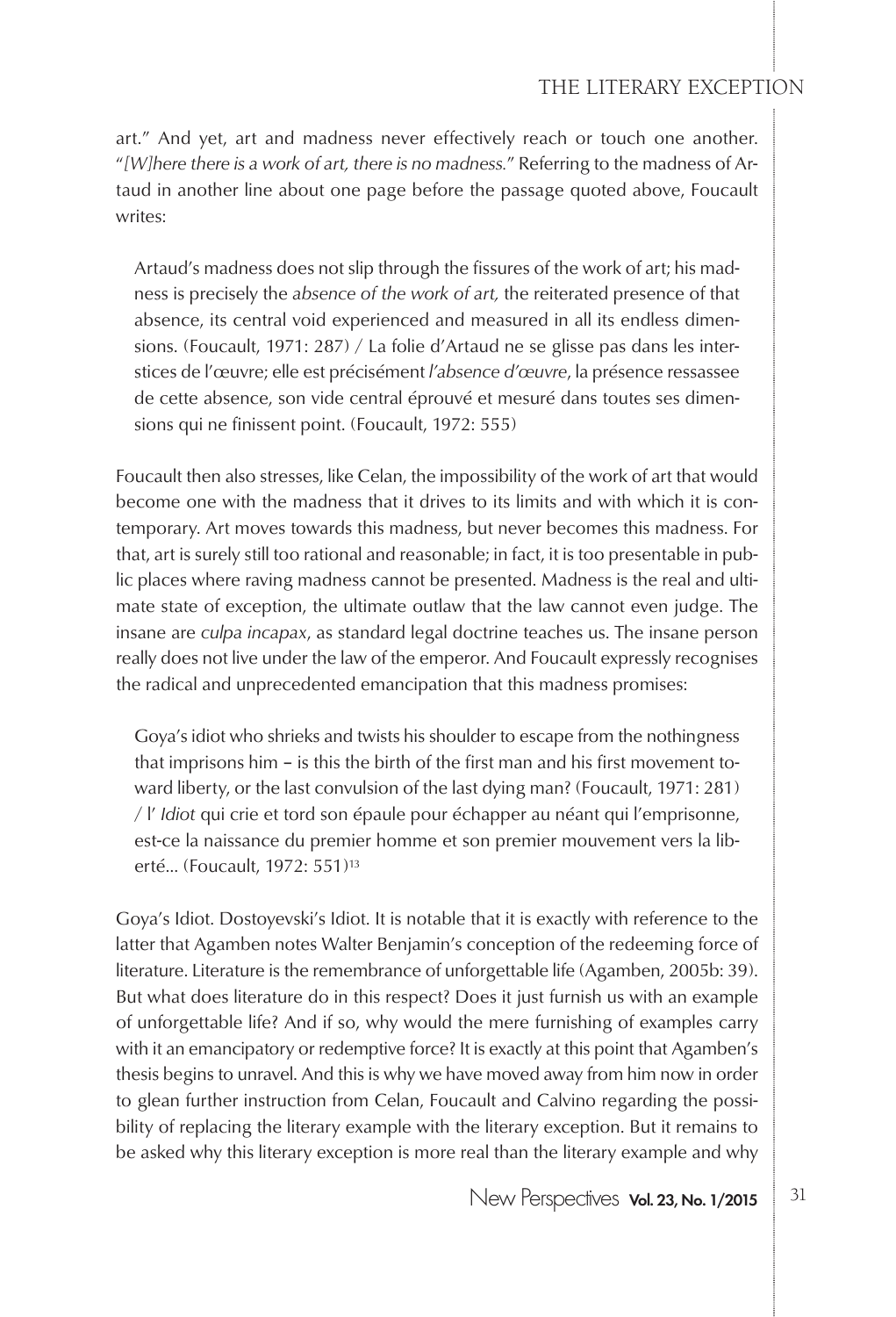art." And yet, art and madness never effectively reach or touch one another. "*[W]here there is a work of art, there is no madness.*" Referring to the madness of Artaud in another line about one page before the passage quoted above, Foucault writes:

> Artaud's madness does not slip through the fissures of the work of art; his madness is precisely the *absence of the work of art,* the reiterated presence of that absence, its central void experienced and measured in all its endless dimensions. (Foucault, 1971: 287) / La folie d'Artaud ne se glisse pas dans les interstices de l'œuvre; elle est précisément *l'absence d'œuvre*, la présence ressassee de cette absence, son vide central éprouvé et mesuré dans toutes ses dimensions qui ne finissent point. (Foucault, 1972: 555)

Foucault then also stresses, like Celan, the impossibility of the work of art that would become one with the madness that it drives to its limits and with which it is contemporary. Art moves towards this madness, but never becomes this madness. For that, art is surely still too rational and reasonable; in fact, it is too presentable in public places where raving madness cannot be presented. Madness is the real and ultimate state of exception, the ultimate outlaw that the law cannot even judge. The insane are *culpa incapax*, as standard legal doctrine teaches us. The insane person really does not live under the law of the emperor. And Foucault expressly recognises the radical and unprecedented emancipation that this madness promises:

> Goya's idiot who shrieks and twists his shoulder to escape from the nothingness that imprisons him – is this the birth of the first man and his first movement toward liberty, or the last convulsion of the last dying man? (Foucault, 1971: 281) / l' *Idiot* qui crie et tord son épaule pour échapper au néant qui l'emprisonne, est-ce la naissance du premier homme et son premier mouvement vers la liberté... (Foucault, 1972: 551)[13]

Goya's Idiot. Dostoyevski's Idiot. It is notable that it is exactly with reference to the latter that Agamben notes Walter Benjamin's conception of the redeeming force of literature. Literature is the remembrance of unforgettable life (Agamben, 2005b: 39). But what does literature do in this respect? Does it just furnish us with an example of unforgettable life? And if so, why would the mere furnishing of examples carry with it an emancipatory or redemptive force? It is exactly at this point that Agamben's thesis begins to unravel. And this is why we have moved away from him now in order to glean further instruction from Celan, Foucault and Calvino regarding the possibility of replacing the literary example with the literary exception. But it remains to be asked why this literary exception is more real than the literary example and why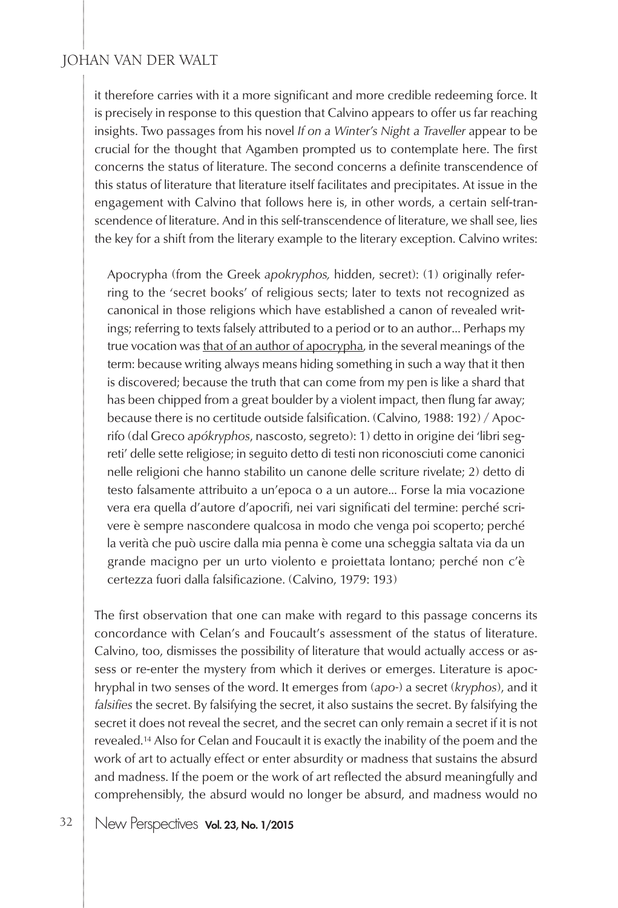it therefore carries with it a more significant and more credible redeeming force. It is precisely in response to this question that Calvino appears to offer us far reaching insights. Two passages from his novel *If on a Winter's Night a Traveller* appear to be crucial for the thought that Agamben prompted us to contemplate here. The first concerns the status of literature. The second concerns a definite transcendence of this status of literature that literature itself facilitates and precipitates. At issue in the engagement with Calvino that follows here is, in other words, a certain self-transcendence of literature. And in this self-transcendence of literature, we shall see, lies the key for a shift from the literary example to the literary exception. Calvino writes:

> Apocrypha (from the Greek *apokryphos,* hidden, secret): (1) originally referring to the 'secret books' of religious sects; later to texts not recognized as canonical in those religions which have established a canon of revealed writings; referring to texts falsely attributed to a period or to an author... Perhaps my true vocation was <u>that of an author of apocrypha</u>, in the several meanings of the term: because writing always means hiding something in such a way that it then is discovered; because the truth that can come from my pen is like a shard that has been chipped from a great boulder by a violent impact, then flung far away; because there is no certitude outside falsification. (Calvino, 1988: 192) / Apocrifo (dal Greco *apókryphos*, nascosto, segreto): 1) detto in origine dei 'libri segreti' delle sette religiose; in seguito detto di testi non riconosciuti come canonici nelle religioni che hanno stabilito un canone delle scriture rivelate; 2) detto di testo falsamente attribuito a un'epoca o a un autore... Forse la mia vocazione vera era quella d'autore d'apocrifi, nei vari significati del termine: perché scrivere è sempre nascondere qualcosa in modo che venga poi scoperto; perché la verità che può uscire dalla mia penna è come una scheggia saltata via da un grande macigno per un urto violento e proiettata lontano; perché non c'è certezza fuori dalla falsificazione. (Calvino, 1979: 193)

The first observation that one can make with regard to this passage concerns its concordance with Celan's and Foucault's assessment of the status of literature. Calvino, too, dismisses the possibility of literature that would actually access or assess or re-enter the mystery from which it derives or emerges. Literature is apochryphal in two senses of the word. It emerges from (*apo*-) a secret (*kryphos*), and it *falsifies* the secret. By falsifying the secret, it also sustains the secret. By falsifying the secret it does not reveal the secret, and the secret can only remain a secret if it is not revealed.[14] Also for Celan and Foucault it is exactly the inability of the poem and the work of art to actually effect or enter absurdity or madness that sustains the absurd and madness. If the poem or the work of art reflected the absurd meaningfully and comprehensibly, the absurd would no longer be absurd, and madness would no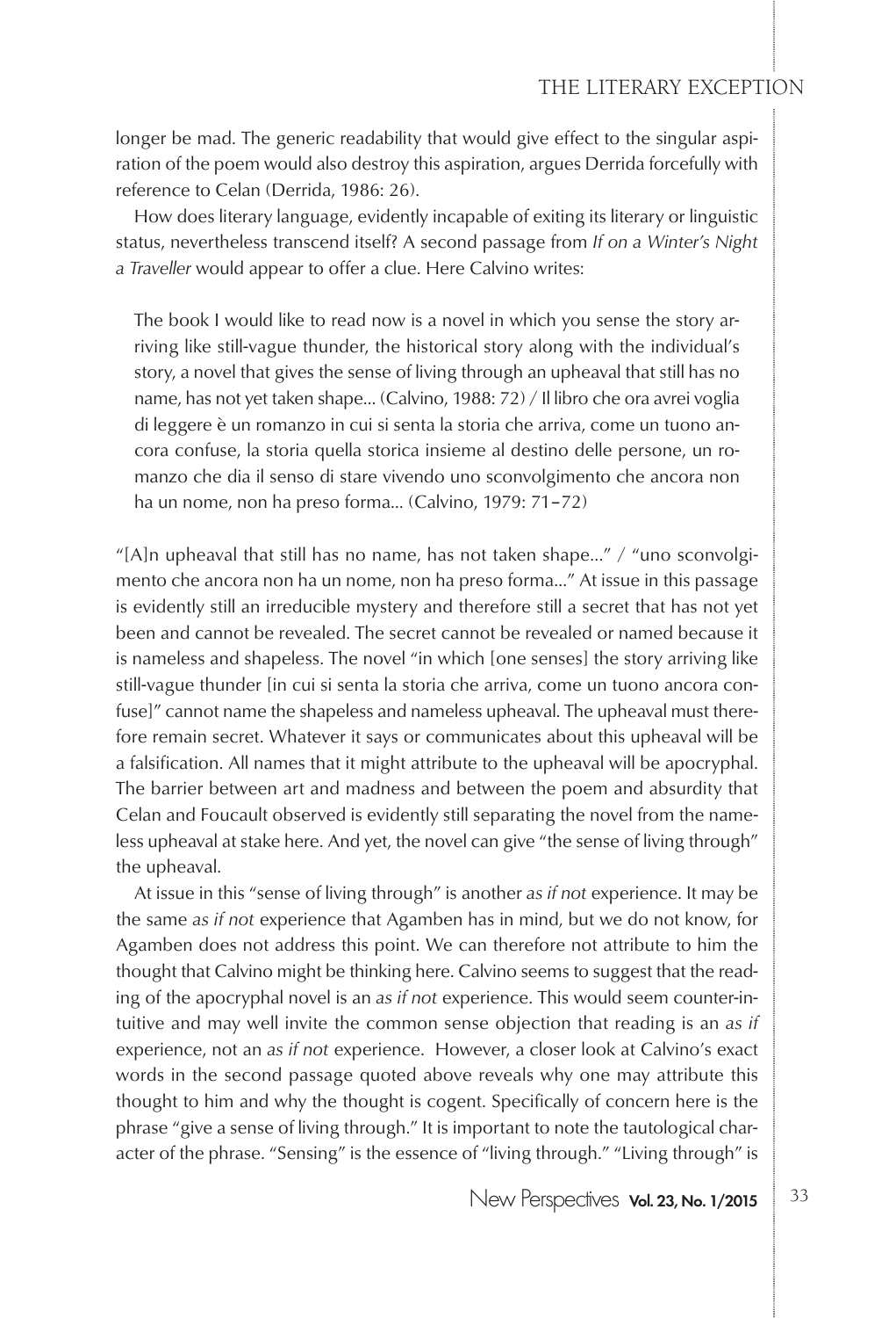longer be mad. The generic readability that would give effect to the singular aspiration of the poem would also destroy this aspiration, argues Derrida forcefully with reference to Celan (Derrida, 1986: 26).

How does literary language, evidently incapable of exiting its literary or linguistic status, nevertheless transcend itself? A second passage from *If on a Winter's Night a Traveller* would appear to offer a clue. Here Calvino writes:

> The book I would like to read now is a novel in which you sense the story arriving like still-vague thunder, the historical story along with the individual's story, a novel that gives the sense of living through an upheaval that still has no name, has not yet taken shape... (Calvino, 1988: 72) / Il libro che ora avrei voglia di leggere è un romanzo in cui si senta la storia che arriva, come un tuono ancora confuse, la storia quella storica insieme al destino delle persone, un romanzo che dia il senso di stare vivendo uno sconvolgimento che ancora non ha un nome, non ha preso forma... (Calvino, 1979: 71–72)

"[A]n upheaval that still has no name, has not taken shape..." / "uno sconvolgimento che ancora non ha un nome, non ha preso forma..." At issue in this passage is evidently still an irreducible mystery and therefore still a secret that has not yet been and cannot be revealed. The secret cannot be revealed or named because it is nameless and shapeless. The novel "in which [one senses] the story arriving like still-vague thunder [in cui si senta la storia che arriva, come un tuono ancora confuse]" cannot name the shapeless and nameless upheaval. The upheaval must therefore remain secret. Whatever it says or communicates about this upheaval will be a falsification. All names that it might attribute to the upheaval will be apocryphal. The barrier between art and madness and between the poem and absurdity that Celan and Foucault observed is evidently still separating the novel from the nameless upheaval at stake here. And yet, the novel can give "the sense of living through" the upheaval.

At issue in this "sense of living through" is another *as if not* experience. It may be the same *as if not* experience that Agamben has in mind, but we do not know, for Agamben does not address this point. We can therefore not attribute to him the thought that Calvino might be thinking here. Calvino seems to suggest that the reading of the apocryphal novel is an *as if not* experience. This would seem counter-intuitive and may well invite the common sense objection that reading is an *as if* experience, not an *as if not* experience. However, a closer look at Calvino's exact words in the second passage quoted above reveals why one may attribute this thought to him and why the thought is cogent. Specifically of concern here is the phrase "give a sense of living through." It is important to note the tautological character of the phrase. "Sensing" is the essence of "living through." "Living through" is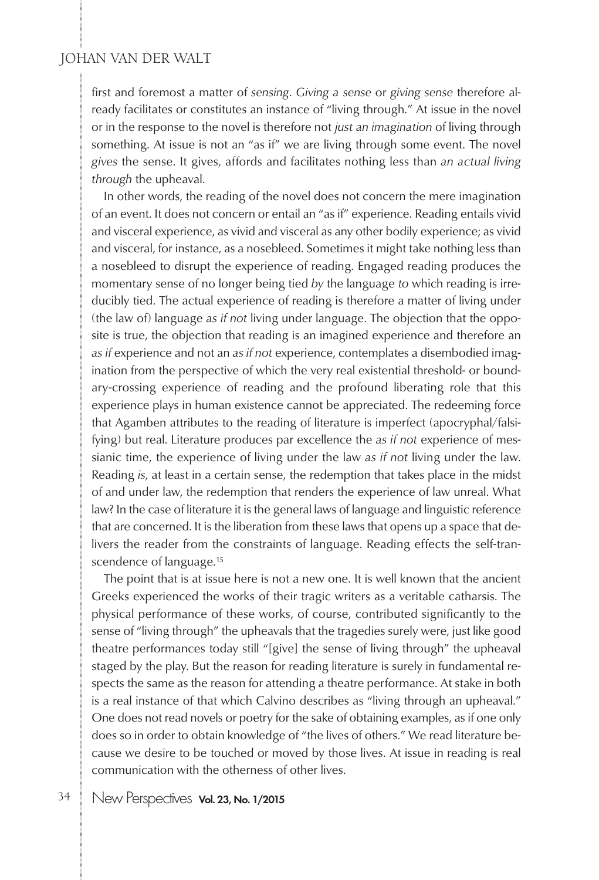first and foremost a matter of *sensing*. *Giving a sense* or *giving sense* therefore already facilitates or constitutes an instance of "living through." At issue in the novel or in the response to the novel is therefore not *just an imagination* of living through something. At issue is not an "as if" we are living through some event. The novel *gives* the sense. It gives, affords and facilitates nothing less than *an actual living through* the upheaval.

In other words, the reading of the novel does not concern the mere imagination of an event. It does not concern or entail an "as if" experience. Reading entails vivid and visceral experience, as vivid and visceral as any other bodily experience; as vivid and visceral, for instance, as a nosebleed. Sometimes it might take nothing less than a nosebleed to disrupt the experience of reading. Engaged reading produces the momentary sense of no longer being tied *by* the language *to* which reading is irreducibly tied. The actual experience of reading is therefore a matter of living under (the law of) language *as if not* living under language. The objection that the opposite is true, the objection that reading is an imagined experience and therefore an *as if* experience and not an *as if not* experience, contemplates a disembodied imagination from the perspective of which the very real existential threshold- or boundary-crossing experience of reading and the profound liberating role that this experience plays in human existence cannot be appreciated. The redeeming force that Agamben attributes to the reading of literature is imperfect (apocryphal/falsifying) but real. Literature produces par excellence the *as if not* experience of messianic time, the experience of living under the law *as if not* living under the law. Reading *is*, at least in a certain sense, the redemption that takes place in the midst of and under law, the redemption that renders the experience of law unreal. What law? In the case of literature it is the general laws of language and linguistic reference that are concerned. It is the liberation from these laws that opens up a space that delivers the reader from the constraints of language. Reading effects the self-transcendence of language.[15]

The point that is at issue here is not a new one. It is well known that the ancient Greeks experienced the works of their tragic writers as a veritable catharsis. The physical performance of these works, of course, contributed significantly to the sense of "living through" the upheavals that the tragedies surely were, just like good theatre performances today still "[give] the sense of living through" the upheaval staged by the play. But the reason for reading literature is surely in fundamental respects the same as the reason for attending a theatre performance. At stake in both is a real instance of that which Calvino describes as "living through an upheaval." One does not read novels or poetry for the sake of obtaining examples, as if one only does so in order to obtain knowledge of "the lives of others." We read literature because we desire to be touched or moved by those lives. At issue in reading is real communication with the otherness of other lives.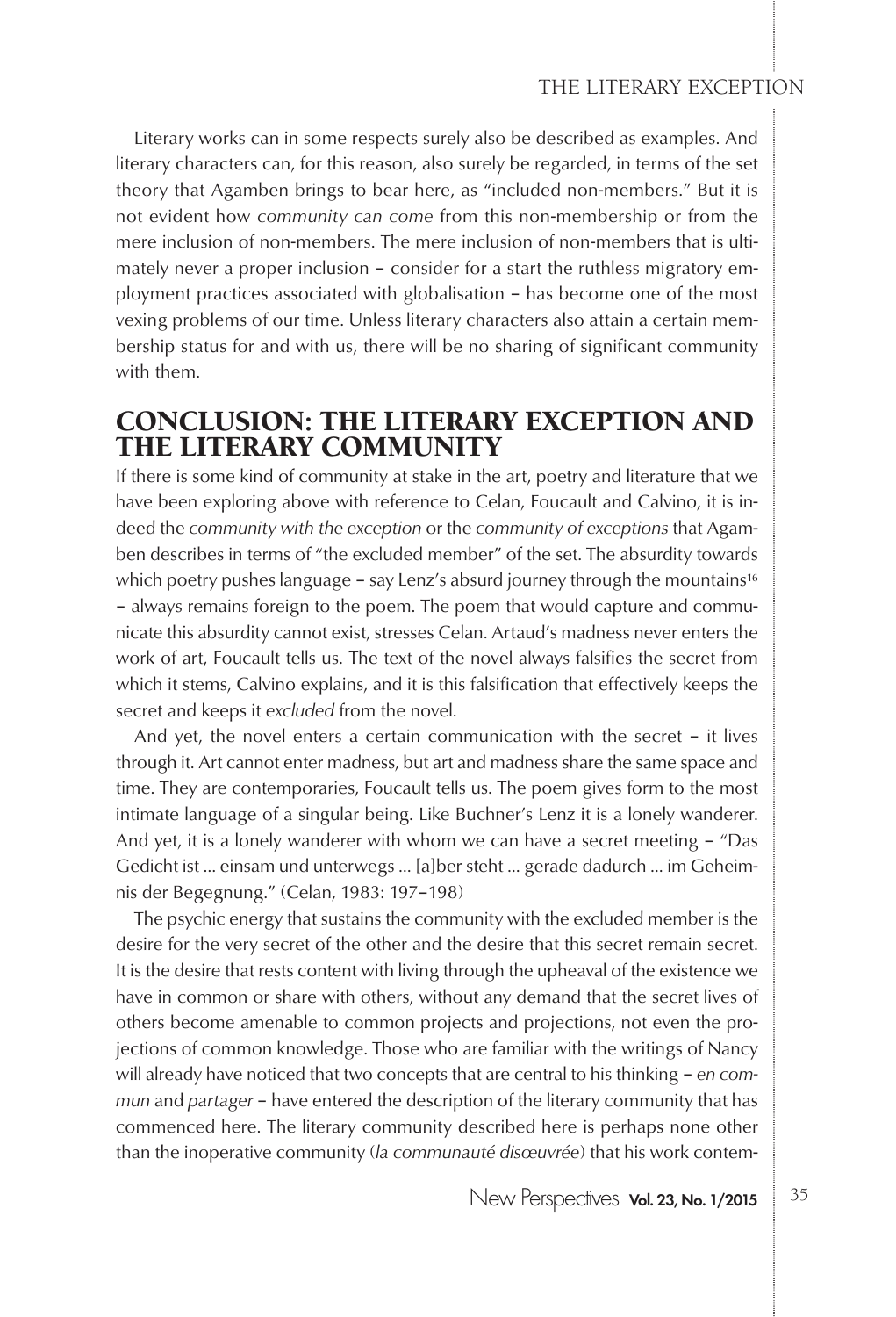Literary works can in some respects surely also be described as examples. And literary characters can, for this reason, also surely be regarded, in terms of the set theory that Agamben brings to bear here, as "included non-members." But it is not evident how *community can come* from this non-membership or from the mere inclusion of non-members. The mere inclusion of non-members that is ultimately never a proper inclusion – consider for a start the ruthless migratory employment practices associated with globalisation – has become one of the most vexing problems of our time. Unless literary characters also attain a certain membership status for and with us, there will be no sharing of significant community with them.

## CONCLUSION: THE LITERARY EXCEPTION AND THE LITERARY COMMUNITY

If there is some kind of community at stake in the art, poetry and literature that we have been exploring above with reference to Celan, Foucault and Calvino, it is indeed the *community with the exception* or the *community of exceptions* that Agamben describes in terms of "the excluded member" of the set. The absurdity towards which poetry pushes language – say Lenz's absurd journey through the mountains[16] – always remains foreign to the poem. The poem that would capture and communicate this absurdity cannot exist, stresses Celan. Artaud's madness never enters the work of art, Foucault tells us. The text of the novel always falsifies the secret from which it stems, Calvino explains, and it is this falsification that effectively keeps the secret and keeps it *excluded* from the novel.

And yet, the novel enters a certain communication with the secret – it lives through it. Art cannot enter madness, but art and madness share the same space and time. They are contemporaries, Foucault tells us. The poem gives form to the most intimate language of a singular being. Like Buchner's Lenz it is a lonely wanderer. And yet, it is a lonely wanderer with whom we can have a secret meeting – "Das Gedicht ist ... einsam und unterwegs ... [a]ber steht ... gerade dadurch ... im Geheimnis der Begegnung." (Celan, 1983: 197–198)

The psychic energy that sustains the community with the excluded member is the desire for the very secret of the other and the desire that this secret remain secret. It is the desire that rests content with living through the upheaval of the existence we have in common or share with others, without any demand that the secret lives of others become amenable to common projects and projections, not even the projections of common knowledge. Those who are familiar with the writings of Nancy will already have noticed that two concepts that are central to his thinking – *en commun* and *partager* – have entered the description of the literary community that has commenced here. The literary community described here is perhaps none other than the inoperative community (*la communauté disœuvrée*) that his work contem-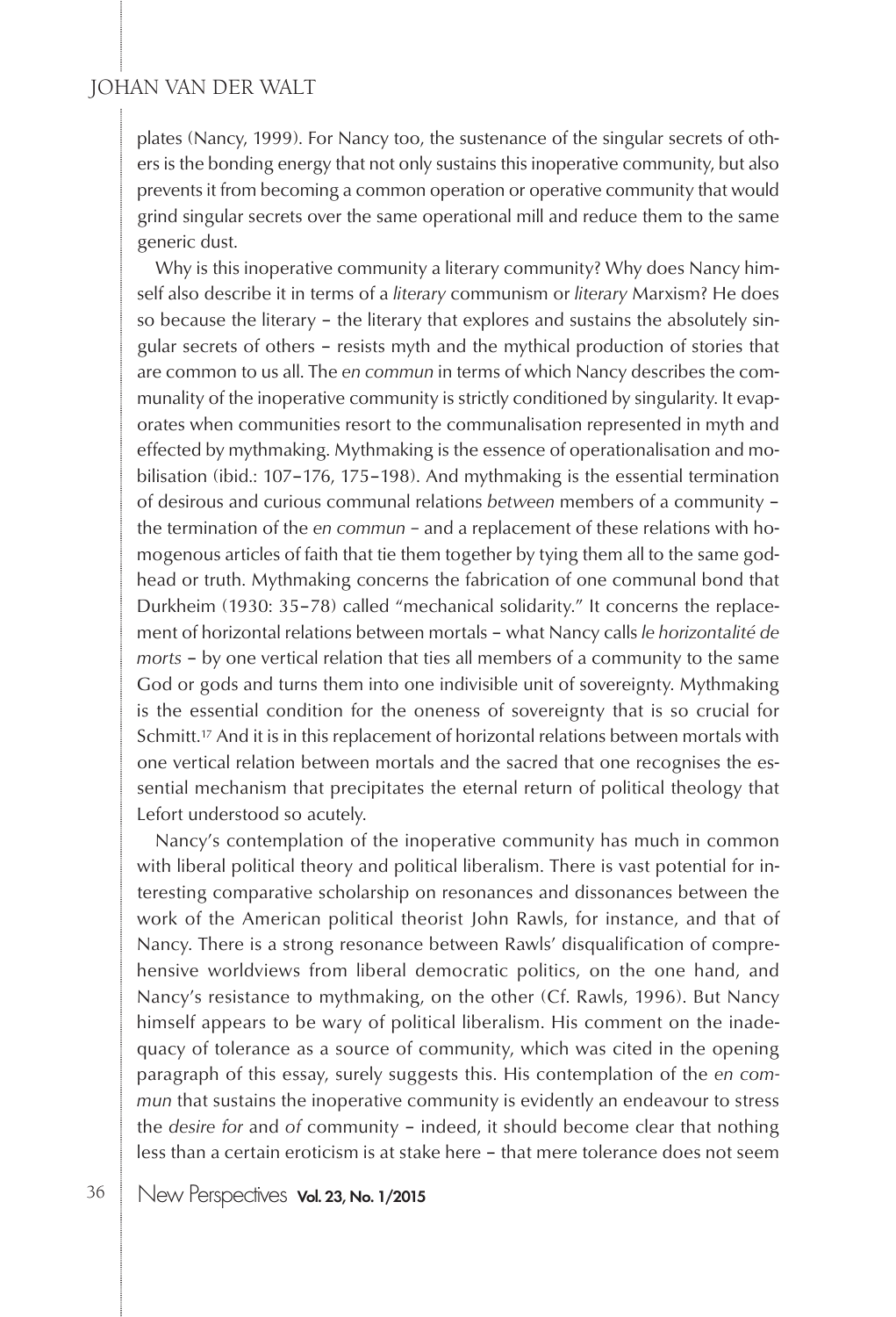plates (Nancy, 1999). For Nancy too, the sustenance of the singular secrets of others is the bonding energy that not only sustains this inoperative community, but also prevents it from becoming a common operation or operative community that would grind singular secrets over the same operational mill and reduce them to the same generic dust.

Why is this inoperative community a literary community? Why does Nancy himself also describe it in terms of a *literary* communism or *literary* Marxism? He does so because the literary – the literary that explores and sustains the absolutely singular secrets of others – resists myth and the mythical production of stories that are common to us all. The *en commun* in terms of which Nancy describes the communality of the inoperative community is strictly conditioned by singularity. It evaporates when communities resort to the communalisation represented in myth and effected by mythmaking. Mythmaking is the essence of operationalisation and mobilisation (ibid.: 107–176, 175–198). And mythmaking is the essential termination of desirous and curious communal relations *between* members of a community – the termination of the *en commun* – and a replacement of these relations with homogenous articles of faith that tie them together by tying them all to the same godhead or truth. Mythmaking concerns the fabrication of one communal bond that Durkheim (1930: 35–78) called "mechanical solidarity." It concerns the replacement of horizontal relations between mortals – what Nancy calls *le horizontalité de morts* – by one vertical relation that ties all members of a community to the same God or gods and turns them into one indivisible unit of sovereignty. Mythmaking is the essential condition for the oneness of sovereignty that is so crucial for Schmitt.[17] And it is in this replacement of horizontal relations between mortals with one vertical relation between mortals and the sacred that one recognises the essential mechanism that precipitates the eternal return of political theology that Lefort understood so acutely.

Nancy's contemplation of the inoperative community has much in common with liberal political theory and political liberalism. There is vast potential for interesting comparative scholarship on resonances and dissonances between the work of the American political theorist John Rawls, for instance, and that of Nancy. There is a strong resonance between Rawls' disqualification of comprehensive worldviews from liberal democratic politics, on the one hand, and Nancy's resistance to mythmaking, on the other (Cf. Rawls, 1996). But Nancy himself appears to be wary of political liberalism. His comment on the inadequacy of tolerance as a source of community, which was cited in the opening paragraph of this essay, surely suggests this. His contemplation of the *en commun* that sustains the inoperative community is evidently an endeavour to stress the *desire for* and *of* community – indeed, it should become clear that nothing less than a certain eroticism is at stake here – that mere tolerance does not seem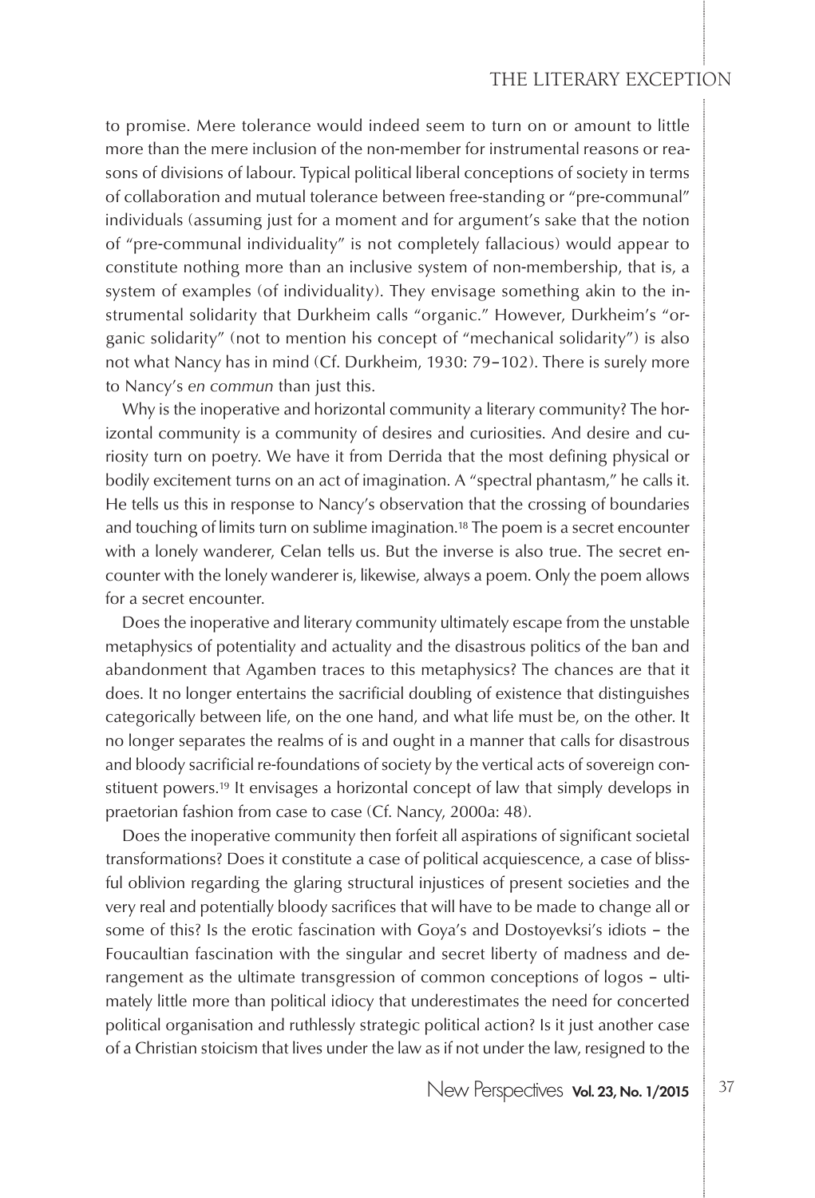to promise. Mere tolerance would indeed seem to turn on or amount to little more than the mere inclusion of the non-member for instrumental reasons or reasons of divisions of labour. Typical political liberal conceptions of society in terms of collaboration and mutual tolerance between free-standing or "pre-communal" individuals (assuming just for a moment and for argument's sake that the notion of "pre-communal individuality" is not completely fallacious) would appear to constitute nothing more than an inclusive system of non-membership, that is, a system of examples (of individuality). They envisage something akin to the instrumental solidarity that Durkheim calls "organic." However, Durkheim's "organic solidarity" (not to mention his concept of "mechanical solidarity") is also not what Nancy has in mind (Cf. Durkheim, 1930: 79–102). There is surely more to Nancy's *en commun* than just this.

Why is the inoperative and horizontal community a literary community? The horizontal community is a community of desires and curiosities. And desire and curiosity turn on poetry. We have it from Derrida that the most defining physical or bodily excitement turns on an act of imagination. A "spectral phantasm," he calls it. He tells us this in response to Nancy's observation that the crossing of boundaries and touching of limits turn on sublime imagination.[18] The poem is a secret encounter with a lonely wanderer, Celan tells us. But the inverse is also true. The secret encounter with the lonely wanderer is, likewise, always a poem. Only the poem allows for a secret encounter.

Does the inoperative and literary community ultimately escape from the unstable metaphysics of potentiality and actuality and the disastrous politics of the ban and abandonment that Agamben traces to this metaphysics? The chances are that it does. It no longer entertains the sacrificial doubling of existence that distinguishes categorically between life, on the one hand, and what life must be, on the other. It no longer separates the realms of is and ought in a manner that calls for disastrous and bloody sacrificial re-foundations of society by the vertical acts of sovereign constituent powers.[19] It envisages a horizontal concept of law that simply develops in praetorian fashion from case to case (Cf. Nancy, 2000a: 48).

Does the inoperative community then forfeit all aspirations of significant societal transformations? Does it constitute a case of political acquiescence, a case of blissful oblivion regarding the glaring structural injustices of present societies and the very real and potentially bloody sacrifices that will have to be made to change all or some of this? Is the erotic fascination with Goya's and Dostoyevksi's idiots – the Foucaultian fascination with the singular and secret liberty of madness and derangement as the ultimate transgression of common conceptions of logos – ultimately little more than political idiocy that underestimates the need for concerted political organisation and ruthlessly strategic political action? Is it just another case of a Christian stoicism that lives under the law as if not under the law, resigned to the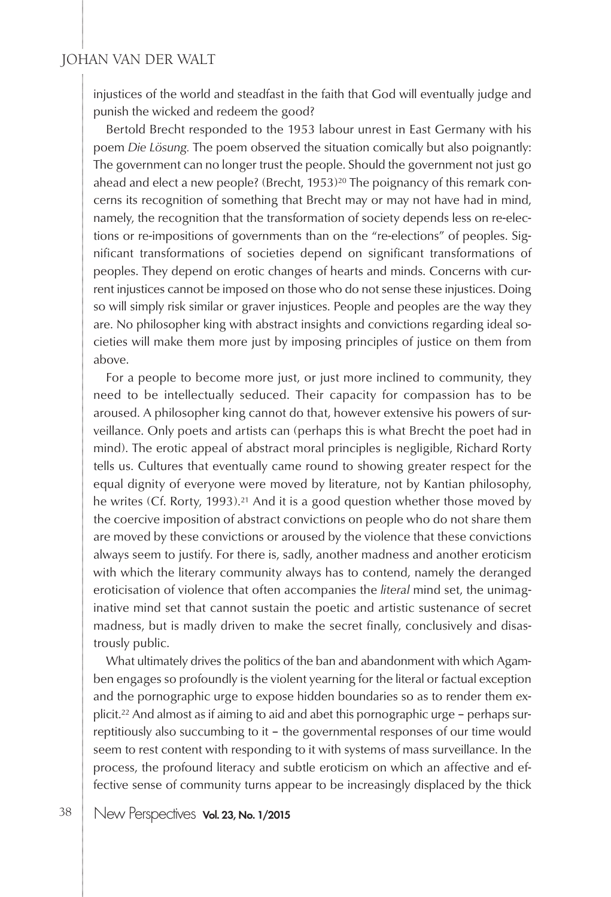injustices of the world and steadfast in the faith that God will eventually judge and punish the wicked and redeem the good?

Bertold Brecht responded to the 1953 labour unrest in East Germany with his poem *Die Lösung.* The poem observed the situation comically but also poignantly: The government can no longer trust the people. Should the government not just go ahead and elect a new people? (Brecht, 1953)[20] The poignancy of this remark concerns its recognition of something that Brecht may or may not have had in mind, namely, the recognition that the transformation of society depends less on re-elections or re-impositions of governments than on the "re-elections" of peoples. Significant transformations of societies depend on significant transformations of peoples. They depend on erotic changes of hearts and minds. Concerns with current injustices cannot be imposed on those who do not sense these injustices. Doing so will simply risk similar or graver injustices. People and peoples are the way they are. No philosopher king with abstract insights and convictions regarding ideal societies will make them more just by imposing principles of justice on them from above.

For a people to become more just, or just more inclined to community, they need to be intellectually seduced. Their capacity for compassion has to be aroused. A philosopher king cannot do that, however extensive his powers of surveillance. Only poets and artists can (perhaps this is what Brecht the poet had in mind). The erotic appeal of abstract moral principles is negligible, Richard Rorty tells us. Cultures that eventually came round to showing greater respect for the equal dignity of everyone were moved by literature, not by Kantian philosophy, he writes (Cf. Rorty, 1993).[21] And it is a good question whether those moved by the coercive imposition of abstract convictions on people who do not share them are moved by these convictions or aroused by the violence that these convictions always seem to justify. For there is, sadly, another madness and another eroticism with which the literary community always has to contend, namely the deranged eroticisation of violence that often accompanies the *literal* mind set, the unimaginative mind set that cannot sustain the poetic and artistic sustenance of secret madness, but is madly driven to make the secret finally, conclusively and disastrously public.

What ultimately drives the politics of the ban and abandonment with which Agamben engages so profoundly is the violent yearning for the literal or factual exception and the pornographic urge to expose hidden boundaries so as to render them explicit.[22] And almost as if aiming to aid and abet this pornographic urge – perhaps surreptitiously also succumbing to it – the governmental responses of our time would seem to rest content with responding to it with systems of mass surveillance. In the process, the profound literacy and subtle eroticism on which an affective and effective sense of community turns appear to be increasingly displaced by the thick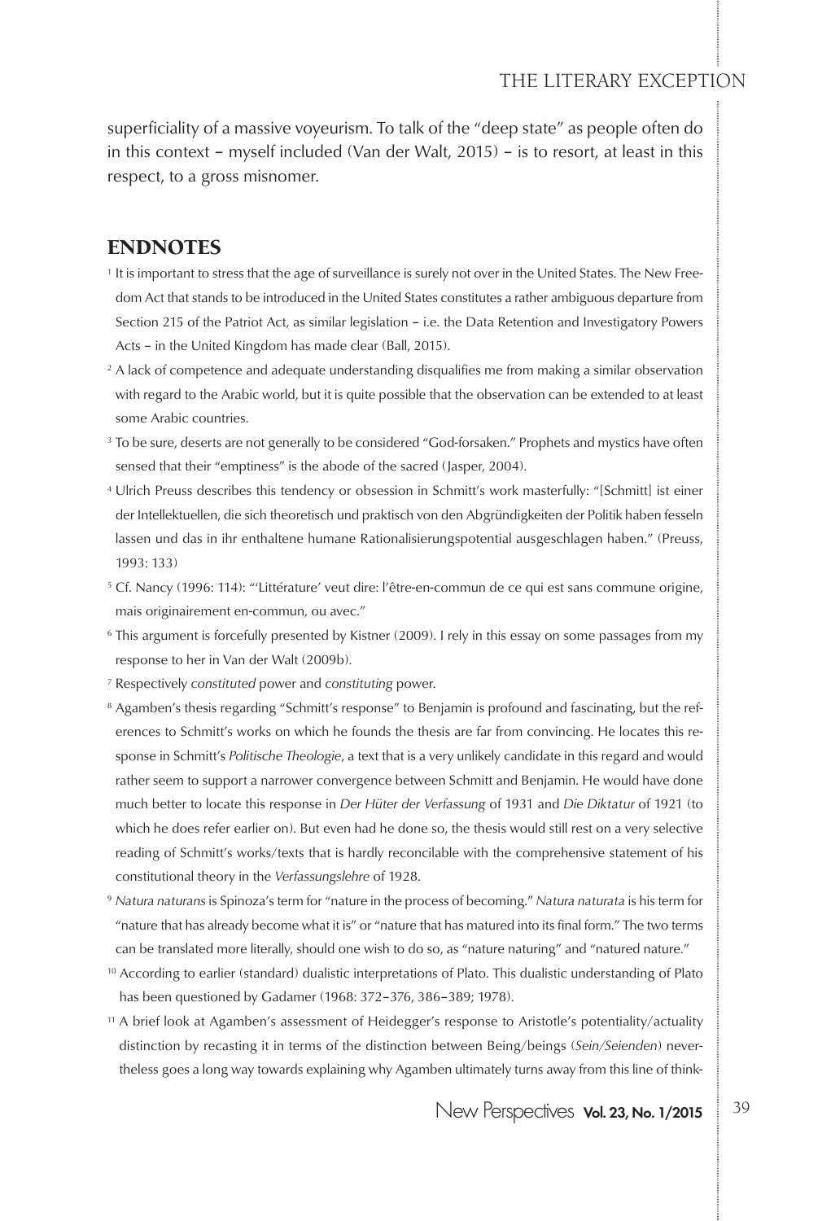superficiality of a massive voyeurism. To talk of the "deep state" as people often do in this context – myself included (Van der Walt, 2015) – is to resort, at least in this respect, to a gross misnomer.

## ENDNOTES

[1] It is important to stress that the age of surveillance is surely not over in the United States. The New Freedom Act that stands to be introduced in the United States constitutes a rather ambiguous departure from Section 215 of the Patriot Act, as similar legislation – i.e. the Data Retention and Investigatory Powers Acts – in the United Kingdom has made clear (Ball, 2015).

[2] A lack of competence and adequate understanding disqualifies me from making a similar observation with regard to the Arabic world, but it is quite possible that the observation can be extended to at least some Arabic countries.

[3] To be sure, deserts are not generally to be considered "God-forsaken." Prophets and mystics have often sensed that their "emptiness" is the abode of the sacred (Jasper, 2004).

[4] Ulrich Preuss describes this tendency or obsession in Schmitt's work masterfully: "[Schmitt] ist einer der Intellektuellen, die sich theoretisch und praktisch von den Abgründigkeiten der Politik haben fesseln lassen und das in ihr enthaltene humane Rationalisierungspotential ausgeschlagen haben." (Preuss, 1993: 133)

[5] Cf. Nancy (1996: 114): "'Littérature' veut dire: l'être-en-commun de ce qui est sans commune origine, mais originairement en-commun, ou avec."

[6] This argument is forcefully presented by Kistner (2009). I rely in this essay on some passages from my response to her in Van der Walt (2009b).

[7] Respectively *constituted* power and *constituting* power.

[8] Agamben's thesis regarding "Schmitt's response" to Benjamin is profound and fascinating, but the references to Schmitt's works on which he founds the thesis are far from convincing. He locates this response in Schmitt's *Politische Theologie*, a text that is a very unlikely candidate in this regard and would rather seem to support a narrower convergence between Schmitt and Benjamin. He would have done much better to locate this response in *Der Hüter der Verfassung* of 1931 and *Die Diktatur* of 1921 (to which he does refer earlier on). But even had he done so, the thesis would still rest on a very selective reading of Schmitt's works/texts that is hardly reconcilable with the comprehensive statement of his constitutional theory in the *Verfassungslehre* of 1928.

[9] *Natura naturans* is Spinoza's term for "nature in the process of becoming." *Natura naturata* is his term for "nature that has already become what it is" or "nature that has matured into its final form." The two terms can be translated more literally, should one wish to do so, as "nature naturing" and "natured nature."

[10] According to earlier (standard) dualistic interpretations of Plato. This dualistic understanding of Plato has been questioned by Gadamer (1968: 372–376, 386–389; 1978).

[11] A brief look at Agamben's assessment of Heidegger's response to Aristotle's potentiality/actuality distinction by recasting it in terms of the distinction between Being/beings (*Sein/Seienden*) nevertheless goes a long way towards explaining why Agamben ultimately turns away from this line of think-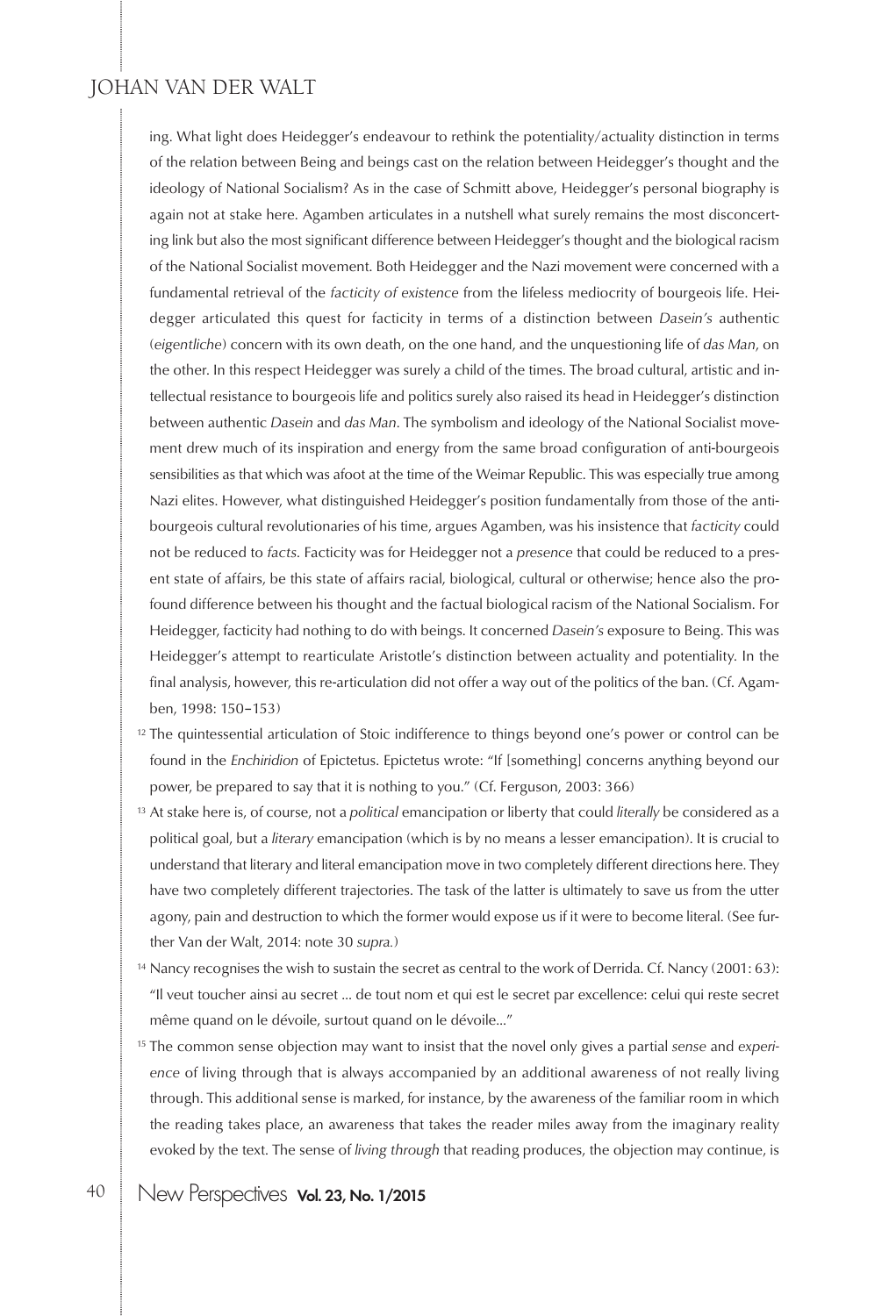ing. What light does Heidegger's endeavour to rethink the potentiality/actuality distinction in terms of the relation between Being and beings cast on the relation between Heidegger's thought and the ideology of National Socialism? As in the case of Schmitt above, Heidegger's personal biography is again not at stake here. Agamben articulates in a nutshell what surely remains the most disconcerting link but also the most significant difference between Heidegger's thought and the biological racism of the National Socialist movement. Both Heidegger and the Nazi movement were concerned with a fundamental retrieval of the *facticity of existence* from the lifeless mediocrity of bourgeois life. Heidegger articulated this quest for facticity in terms of a distinction between *Dasein's* authentic (*eigentliche*) concern with its own death, on the one hand, and the unquestioning life of *das Man*, on the other. In this respect Heidegger was surely a child of the times. The broad cultural, artistic and intellectual resistance to bourgeois life and politics surely also raised its head in Heidegger's distinction between authentic *Dasein* and *das Man*. The symbolism and ideology of the National Socialist movement drew much of its inspiration and energy from the same broad configuration of anti-bourgeois sensibilities as that which was afoot at the time of the Weimar Republic. This was especially true among Nazi elites. However, what distinguished Heidegger's position fundamentally from those of the anti-bourgeois cultural revolutionaries of his time, argues Agamben, was his insistence that *facticity* could not be reduced to *facts*. Facticity was for Heidegger not a *presence* that could be reduced to a present state of affairs, be this state of affairs racial, biological, cultural or otherwise; hence also the profound difference between his thought and the factual biological racism of the National Socialism. For Heidegger, facticity had nothing to do with beings. It concerned *Dasein's* exposure to Being. This was Heidegger's attempt to rearticulate Aristotle's distinction between actuality and potentiality. In the final analysis, however, this re-articulation did not offer a way out of the politics of the ban. (Cf. Agamben, 1998: 150–153)

[12] The quintessential articulation of Stoic indifference to things beyond one's power or control can be found in the *Enchiridion* of Epictetus. Epictetus wrote: "If [something] concerns anything beyond our power, be prepared to say that it is nothing to you." (Cf. Ferguson, 2003: 366)

[13] At stake here is, of course, not a *political* emancipation or liberty that could *literally* be considered as a political goal, but a *literary* emancipation (which is by no means a lesser emancipation). It is crucial to understand that literary and literal emancipation move in two completely different directions here. They have two completely different trajectories. The task of the latter is ultimately to save us from the utter agony, pain and destruction to which the former would expose us if it were to become literal. (See further Van der Walt, 2014: note 30 *supra*.)

[14] Nancy recognises the wish to sustain the secret as central to the work of Derrida. Cf. Nancy (2001: 63): "Il veut toucher ainsi au secret ... de tout nom et qui est le secret par excellence: celui qui reste secret même quand on le dévoile, surtout quand on le dévoile..."

[15] The common sense objection may want to insist that the novel only gives a partial *sense* and *experience* of living through that is always accompanied by an additional awareness of not really living through. This additional sense is marked, for instance, by the awareness of the familiar room in which the reading takes place, an awareness that takes the reader miles away from the imaginary reality evoked by the text. The sense of *living through* that reading produces, the objection may continue, is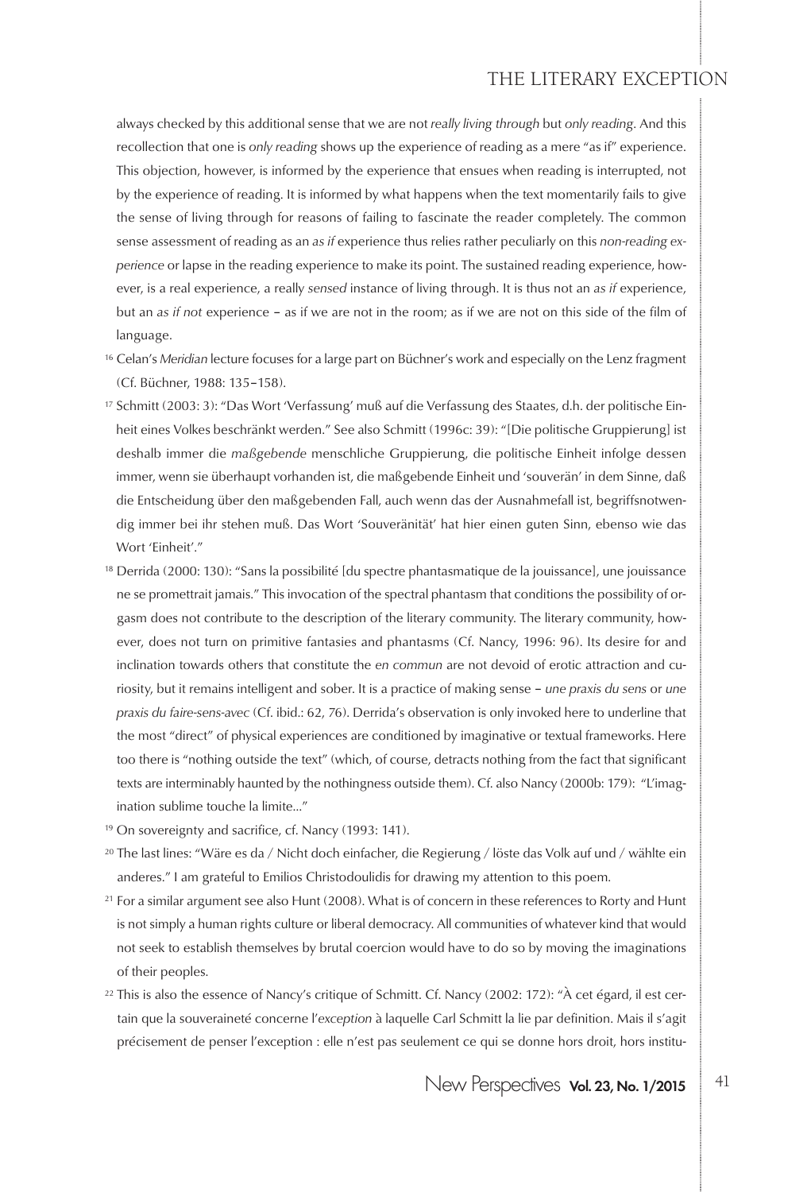always checked by this additional sense that we are not *really living through* but *only reading*. And this recollection that one is *only reading* shows up the experience of reading as a mere "as if" experience. This objection, however, is informed by the experience that ensues when reading is interrupted, not by the experience of reading. It is informed by what happens when the text momentarily fails to give the sense of living through for reasons of failing to fascinate the reader completely. The common sense assessment of reading as an *as if* experience thus relies rather peculiarly on this *non-reading experience* or lapse in the reading experience to make its point. The sustained reading experience, however, is a real experience, a really *sensed* instance of living through. It is thus not an *as if* experience, but an *as if not* experience – as if we are not in the room; as if we are not on this side of the film of language.

[16] Celan's *Meridian* lecture focuses for a large part on Büchner's work and especially on the Lenz fragment (Cf. Büchner, 1988: 135–158).

[17] Schmitt (2003: 3): "Das Wort 'Verfassung' muß auf die Verfassung des Staates, d.h. der politische Einheit eines Volkes beschränkt werden." See also Schmitt (1996c: 39): "[Die politische Gruppierung] ist deshalb immer die *maßgebende* menschliche Gruppierung, die politische Einheit infolge dessen immer, wenn sie überhaupt vorhanden ist, die maßgebende Einheit und 'souverän' in dem Sinne, daß die Entscheidung über den maßgebenden Fall, auch wenn das der Ausnahmefall ist, begriffsnotwendig immer bei ihr stehen muß. Das Wort 'Souveränität' hat hier einen guten Sinn, ebenso wie das Wort 'Einheit'."

[18] Derrida (2000: 130): "Sans la possibilité [du spectre phantasmatique de la jouissance], une jouissance ne se promettrait jamais." This invocation of the spectral phantasm that conditions the possibility of orgasm does not contribute to the description of the literary community. The literary community, however, does not turn on primitive fantasies and phantasms (Cf. Nancy, 1996: 96). Its desire for and inclination towards others that constitute the *en commun* are not devoid of erotic attraction and curiosity, but it remains intelligent and sober. It is a practice of making sense – *une praxis du sens* or *une praxis du faire-sens-avec* (Cf. ibid.: 62, 76). Derrida's observation is only invoked here to underline that the most "direct" of physical experiences are conditioned by imaginative or textual frameworks. Here too there is "nothing outside the text" (which, of course, detracts nothing from the fact that significant texts are interminably haunted by the nothingness outside them). Cf. also Nancy (2000b: 179): "L'imagination sublime touche la limite..."

[19] On sovereignty and sacrifice, cf. Nancy (1993: 141).

[20] The last lines: "Wäre es da / Nicht doch einfacher, die Regierung / löste das Volk auf und / wählte ein anderes." I am grateful to Emilios Christodoulidis for drawing my attention to this poem.

[21] For a similar argument see also Hunt (2008). What is of concern in these references to Rorty and Hunt is not simply a human rights culture or liberal democracy. All communities of whatever kind that would not seek to establish themselves by brutal coercion would have to do so by moving the imaginations of their peoples.

[22] This is also the essence of Nancy's critique of Schmitt. Cf. Nancy (2002: 172): "À cet égard, il est certain que la souveraineté concerne l'*exception* à laquelle Carl Schmitt la lie par définition. Mais il s'agit précisement de penser l'exception : elle n'est pas seulement ce qui se donne hors droit, hors institu-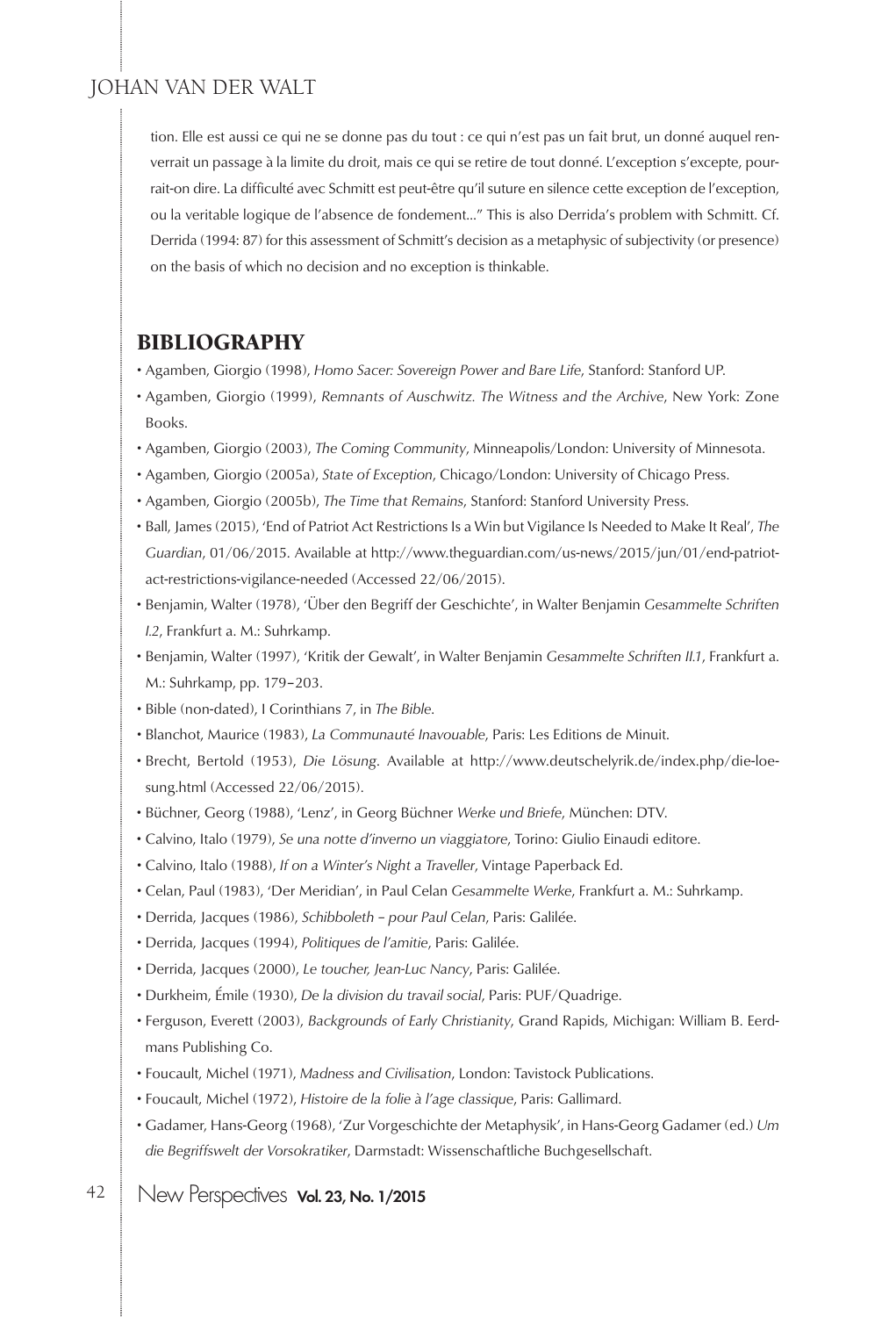tion. Elle est aussi ce qui ne se donne pas du tout : ce qui n'est pas un fait brut, un donné auquel renverrait un passage à la limite du droit, mais ce qui se retire de tout donné. L'exception s'excepte, pourrait-on dire. La difficulté avec Schmitt est peut-être qu'il suture en silence cette exception de l'exception, ou la veritable logique de l'absence de fondement..." This is also Derrida's problem with Schmitt. Cf. Derrida (1994: 87) for this assessment of Schmitt's decision as a metaphysic of subjectivity (or presence) on the basis of which no decision and no exception is thinkable.

## BIBLIOGRAPHY

- Agamben, Giorgio (1998), *Homo Sacer: Sovereign Power and Bare Life*, Stanford: Stanford UP.
- Agamben, Giorgio (1999), *Remnants of Auschwitz. The Witness and the Archive*, New York: Zone Books.
- Agamben, Giorgio (2003), *The Coming Community*, Minneapolis/London: University of Minnesota.
- Agamben, Giorgio (2005a), *State of Exception*, Chicago/London: University of Chicago Press.
- Agamben, Giorgio (2005b), *The Time that Remains*, Stanford: Stanford University Press.
- Ball, James (2015), 'End of Patriot Act Restrictions Is a Win but Vigilance Is Needed to Make It Real', *The Guardian*, 01/06/2015. Available at http://www.theguardian.com/us-news/2015/jun/01/end-patriot-act-restrictions-vigilance-needed (Accessed 22/06/2015).
- Benjamin, Walter (1978), 'Über den Begriff der Geschichte', in Walter Benjamin *Gesammelte Schriften I.2*, Frankfurt a. M.: Suhrkamp.
- Benjamin, Walter (1997), 'Kritik der Gewalt', in Walter Benjamin *Gesammelte Schriften II.1*, Frankfurt a. M.: Suhrkamp, pp. 179–203.
- Bible (non-dated), I Corinthians 7, in *The Bible*.
- Blanchot, Maurice (1983), *La Communauté Inavouable*, Paris: Les Editions de Minuit.
- Brecht, Bertold (1953), *Die Lösung*. Available at http://www.deutschelyrik.de/index.php/die-loesung.html (Accessed 22/06/2015).
- Büchner, Georg (1988), 'Lenz', in Georg Büchner *Werke und Briefe*, München: DTV.
- Calvino, Italo (1979), *Se una notte d'inverno un viaggiatore*, Torino: Giulio Einaudi editore.
- Calvino, Italo (1988), *If on a Winter's Night a Traveller*, Vintage Paperback Ed.
- Celan, Paul (1983), 'Der Meridian', in Paul Celan *Gesammelte Werke*, Frankfurt a. M.: Suhrkamp.
- Derrida, Jacques (1986), *Schibboleth – pour Paul Celan*, Paris: Galilée.
- Derrida, Jacques (1994), *Politiques de l'amitie*, Paris: Galilée.
- Derrida, Jacques (2000), *Le toucher, Jean-Luc Nancy*, Paris: Galilée.
- Durkheim, Émile (1930), *De la division du travail social*, Paris: PUF/Quadrige.
- Ferguson, Everett (2003), *Backgrounds of Early Christianity*, Grand Rapids, Michigan: William B. Eerdmans Publishing Co.
- Foucault, Michel (1971), *Madness and Civilisation*, London: Tavistock Publications.
- Foucault, Michel (1972), *Histoire de la folie à l'age classique*, Paris: Gallimard.
- Gadamer, Hans-Georg (1968), 'Zur Vorgeschichte der Metaphysik', in Hans-Georg Gadamer (ed.) *Um die Begriffswelt der Vorsokratiker*, Darmstadt: Wissenschaftliche Buchgesellschaft.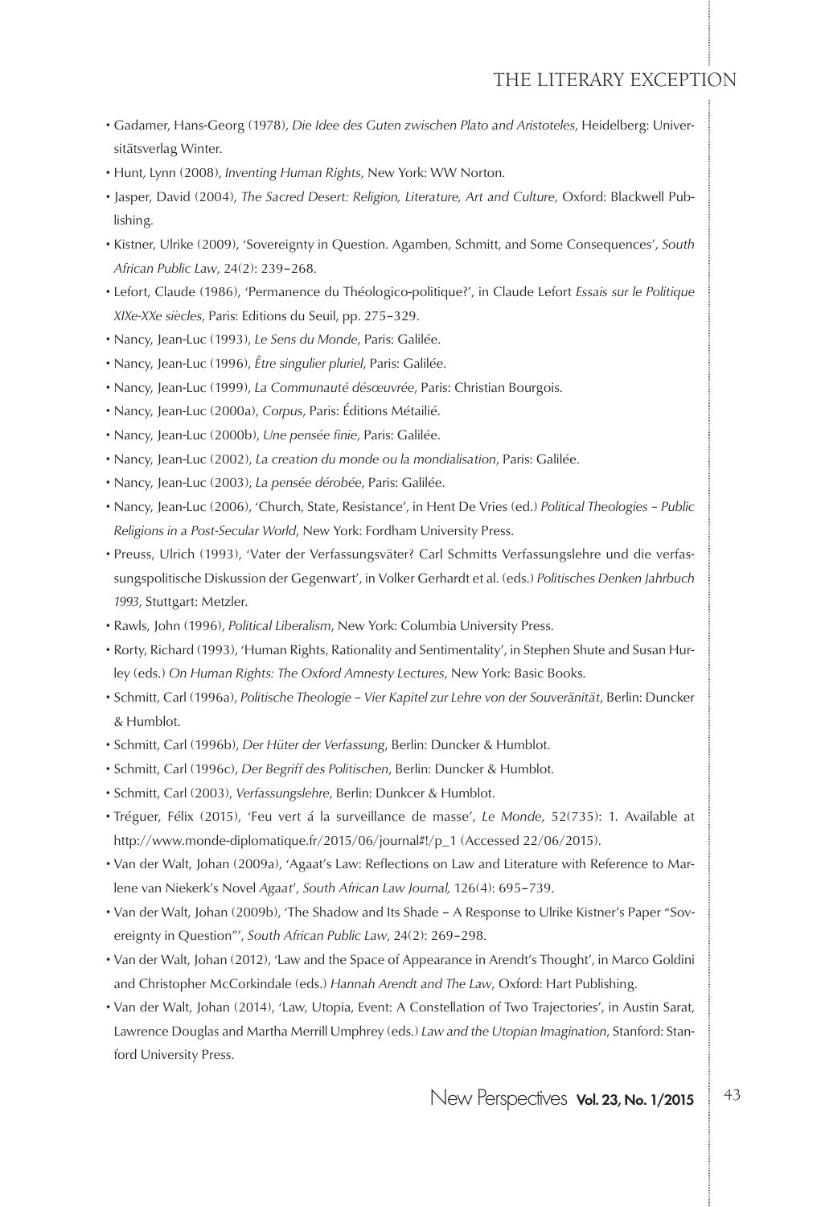- Gadamer, Hans-Georg (1978), *Die Idee des Guten zwischen Plato and Aristoteles*, Heidelberg: Universitätsverlag Winter.
- Hunt, Lynn (2008), *Inventing Human Rights*, New York: WW Norton.
- Jasper, David (2004), *The Sacred Desert: Religion, Literature, Art and Culture*, Oxford: Blackwell Publishing.
- Kistner, Ulrike (2009), 'Sovereignty in Question. Agamben, Schmitt, and Some Consequences', *South African Public Law*, 24(2): 239–268.
- Lefort, Claude (1986), 'Permanence du Théologico-politique?', in Claude Lefort *Essais sur le Politique XIXe-XXe siècles*, Paris: Editions du Seuil, pp. 275–329.
- Nancy, Jean-Luc (1993), *Le Sens du Monde*, Paris: Galilée.
- Nancy, Jean-Luc (1996), *Être singulier pluriel*, Paris: Galilée.
- Nancy, Jean-Luc (1999), *La Communauté désœuvrée*, Paris: Christian Bourgois.
- Nancy, Jean-Luc (2000a), *Corpus*, Paris: Éditions Métailié.
- Nancy, Jean-Luc (2000b), *Une pensée finie*, Paris: Galilée.
- Nancy, Jean-Luc (2002), *La creation du monde ou la mondialisation*, Paris: Galilée.
- Nancy, Jean-Luc (2003), *La pensée dérobée*, Paris: Galilée.
- Nancy, Jean-Luc (2006), 'Church, State, Resistance', in Hent De Vries (ed.) *Political Theologies – Public Religions in a Post-Secular World*, New York: Fordham University Press.
- Preuss, Ulrich (1993), 'Vater der Verfassungsväter? Carl Schmitts Verfassungslehre und die verfassungspolitische Diskussion der Gegenwart', in Volker Gerhardt et al. (eds.) *Politisches Denken Jahrbuch 1993*, Stuttgart: Metzler.
- Rawls, John (1996), *Political Liberalism*, New York: Columbia University Press.
- Rorty, Richard (1993), 'Human Rights, Rationality and Sentimentality', in Stephen Shute and Susan Hurley (eds.) *On Human Rights: The Oxford Amnesty Lectures*, New York: Basic Books.
- Schmitt, Carl (1996a), *Politische Theologie – Vier Kapitel zur Lehre von der Souveränität*, Berlin: Duncker & Humblot.
- Schmitt, Carl (1996b), *Der Hüter der Verfassung*, Berlin: Duncker & Humblot.
- Schmitt, Carl (1996c), *Der Begriff des Politischen*, Berlin: Duncker & Humblot.
- Schmitt, Carl (2003), *Verfassungslehre*, Berlin: Dunkcer & Humblot.
- Tréguer, Félix (2015), 'Feu vert á la surveillance de masse', *Le Monde*, 52(735): 1. Available at http://www.monde-diplomatique.fr/2015/06/journal#!/p_1 (Accessed 22/06/2015).
- Van der Walt, Johan (2009a), 'Agaat's Law: Reflections on Law and Literature with Reference to Marlene van Niekerk's Novel *Agaat*', *South African Law Journal,* 126(4): 695–739.
- Van der Walt, Johan (2009b), 'The Shadow and Its Shade – A Response to Ulrike Kistner's Paper "Sovereignty in Question"', *South African Public Law*, 24(2): 269–298.
- Van der Walt, Johan (2012), 'Law and the Space of Appearance in Arendt's Thought', in Marco Goldini and Christopher McCorkindale (eds.) *Hannah Arendt and The Law*, Oxford: Hart Publishing.
- Van der Walt, Johan (2014), 'Law, Utopia, Event: A Constellation of Two Trajectories', in Austin Sarat, Lawrence Douglas and Martha Merrill Umphrey (eds.) *Law and the Utopian Imagination*, Stanford: Stanford University Press.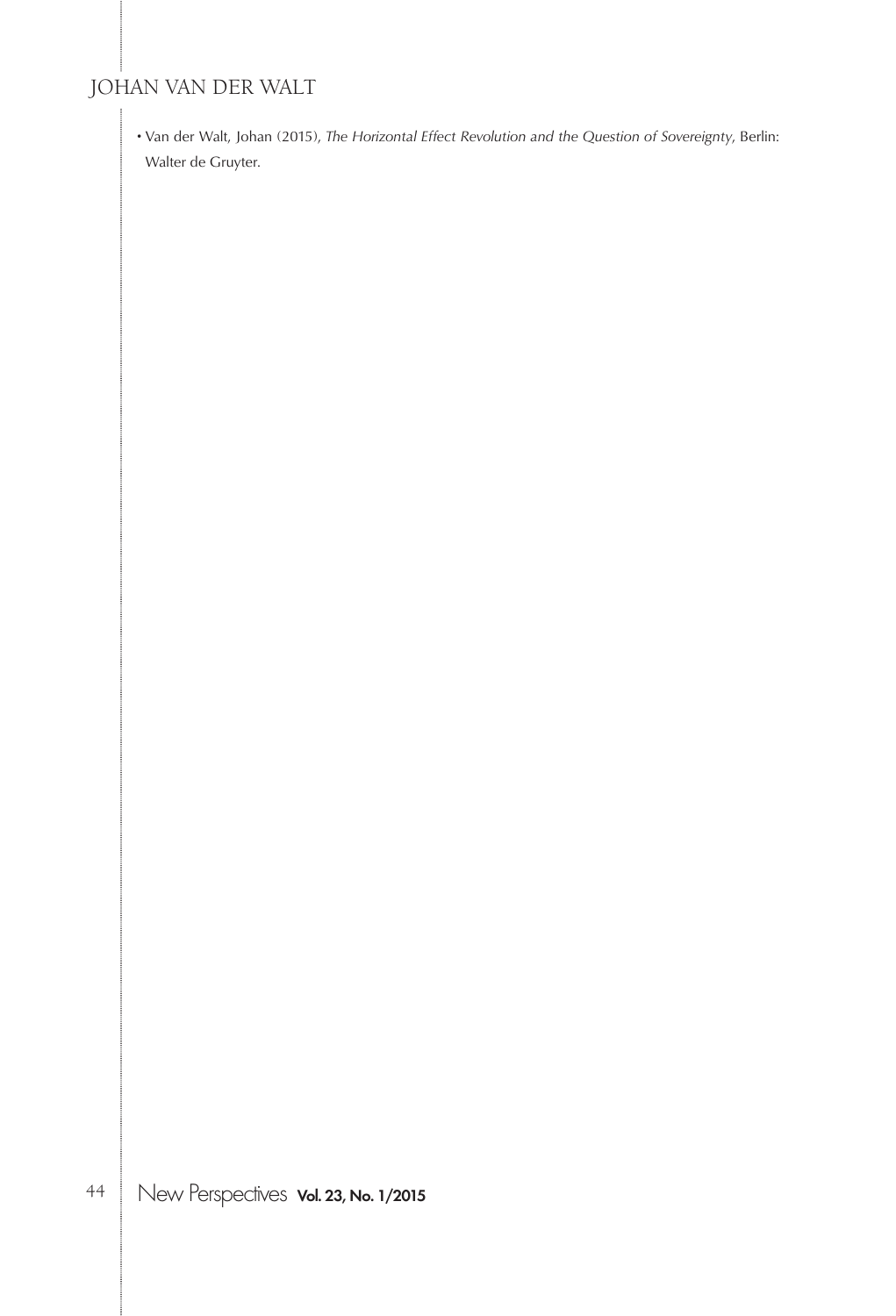- Van der Walt, Johan (2015), *The Horizontal Effect Revolution and the Question of Sovereignty*, Berlin: Walter de Gruyter.